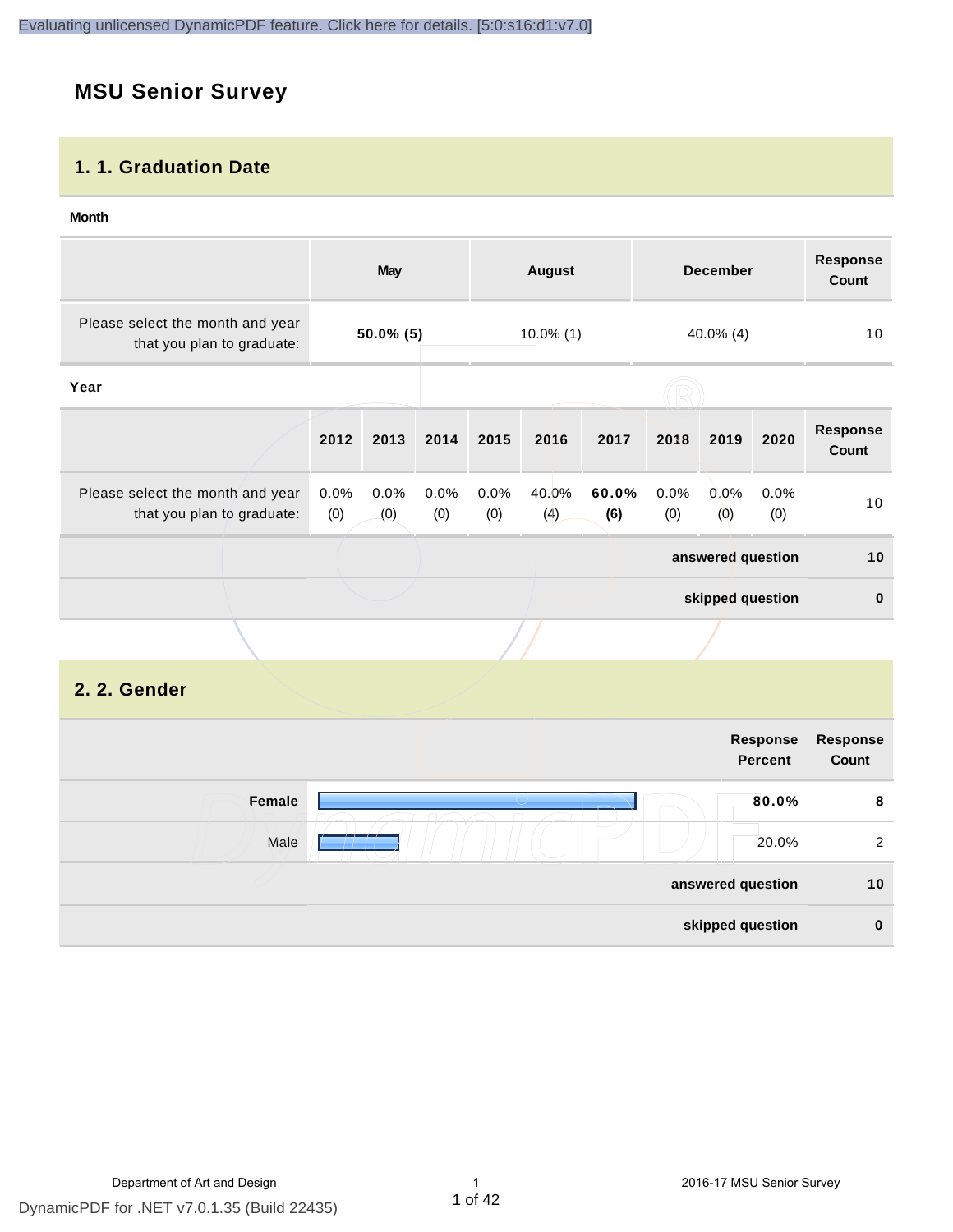# MSU Senior Survey

## 1. 1. Graduation Date

**Month**

| | May | August | December | Response Count |
|---|---|---|---|---|
| Please select the month and year that you plan to graduate: | **50.0% (5)** | 10.0% (1) | 40.0% (4) | 10 |

**Year**

| | 2012 | 2013 | 2014 | 2015 | 2016 | 2017 | 2018 | 2019 | 2020 | Response Count |
|---|---|---|---|---|---|---|---|---|---|---|
| Please select the month and year that you plan to graduate: | 0.0% (0) | 0.0% (0) | 0.0% (0) | 0.0% (0) | 40.0% (4) | **60.0% (6)** | 0.0% (0) | 0.0% (0) | 0.0% (0) | 10 |
| | | | | | | | | | **answered question** | **10** |
| | | | | | | | | | **skipped question** | **0** |

## 2. 2. Gender

| | Response Percent | Response Count |
|---|---|---|
| **Female** | **80.0%** | **8** |
| Male | 20.0% | 2 |
| **answered question** | | **10** |
| **skipped question** | | **0** |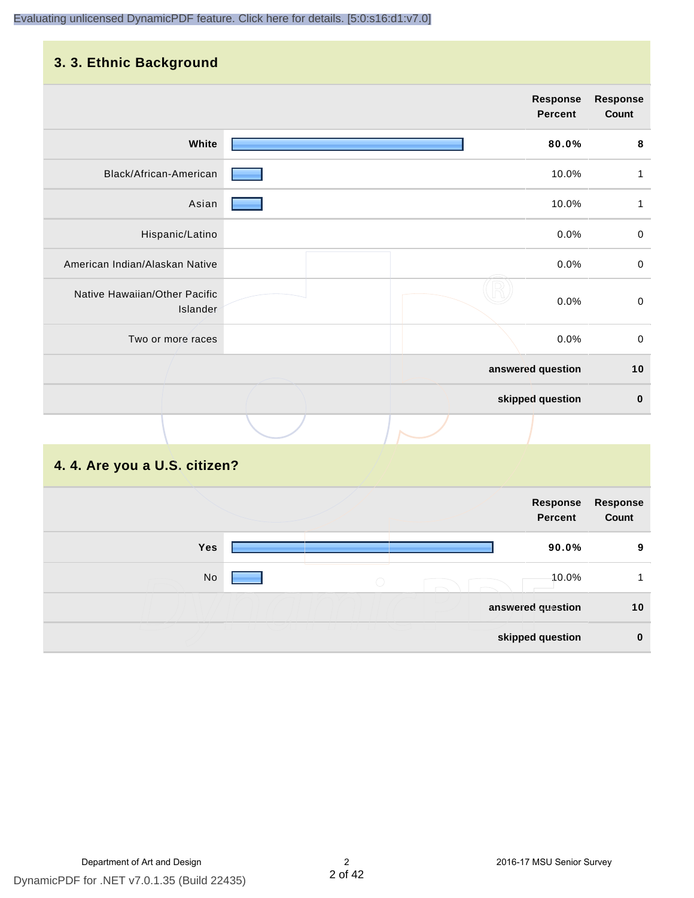## 3. 3. Ethnic Background

| | Response Percent | Response Count |
|---|---|---|
| **White** | **80.0%** | **8** |
| Black/African-American | 10.0% | 1 |
| Asian | 10.0% | 1 |
| Hispanic/Latino | 0.0% | 0 |
| American Indian/Alaskan Native | 0.0% | 0 |
| Native Hawaiian/Other Pacific Islander | 0.0% | 0 |
| Two or more races | 0.0% | 0 |
| | **answered question** | **10** |
| | **skipped question** | **0** |

## 4. 4. Are you a U.S. citizen?

| | Response Percent | Response Count |
|---|---|---|
| **Yes** | **90.0%** | **9** |
| No | 10.0% | 1 |
| | **answered question** | **10** |
| | **skipped question** | **0** |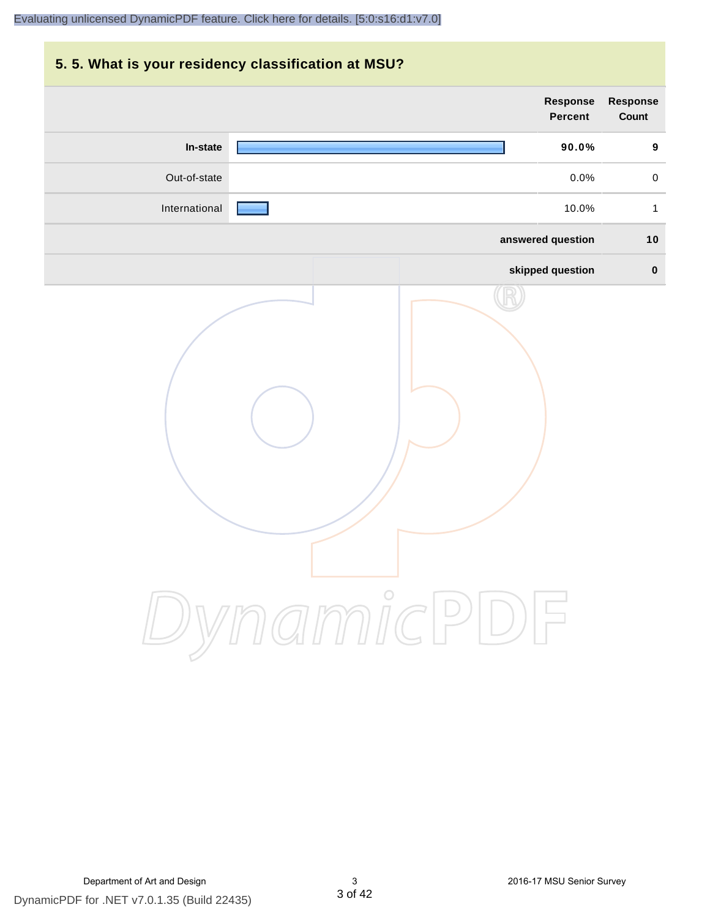## 5. 5. What is your residency classification at MSU?

| | Response Percent | Response Count |
|---|---|---|
| **In-state** | **90.0%** | **9** |
| Out-of-state | 0.0% | 0 |
| International | 10.0% | 1 |
| **answered question** | | **10** |
| **skipped question** | | **0** |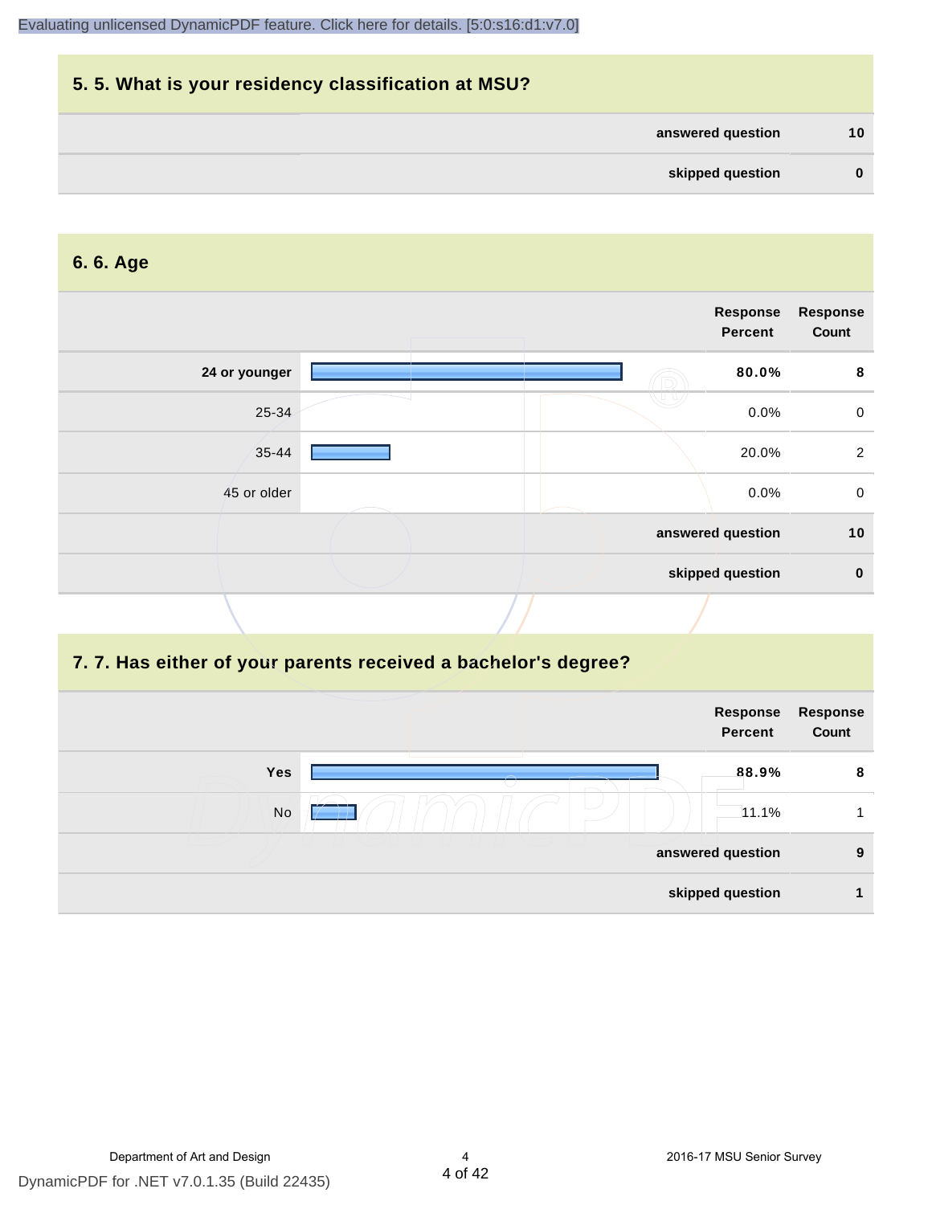## 5. 5. What is your residency classification at MSU?

| | |
|---|---|
| **answered question** | **10** |
| **skipped question** | **0** |

## 6. 6. Age

| | Response Percent | Response Count |
|---|---|---|
| **24 or younger** | **80.0%** | **8** |
| 25-34 | 0.0% | 0 |
| 35-44 | 20.0% | 2 |
| 45 or older | 0.0% | 0 |
| **answered question** | | **10** |
| **skipped question** | | **0** |

## 7. 7. Has either of your parents received a bachelor's degree?

| | Response Percent | Response Count |
|---|---|---|
| **Yes** | **88.9%** | **8** |
| No | 11.1% | 1 |
| **answered question** | | **9** |
| **skipped question** | | **1** |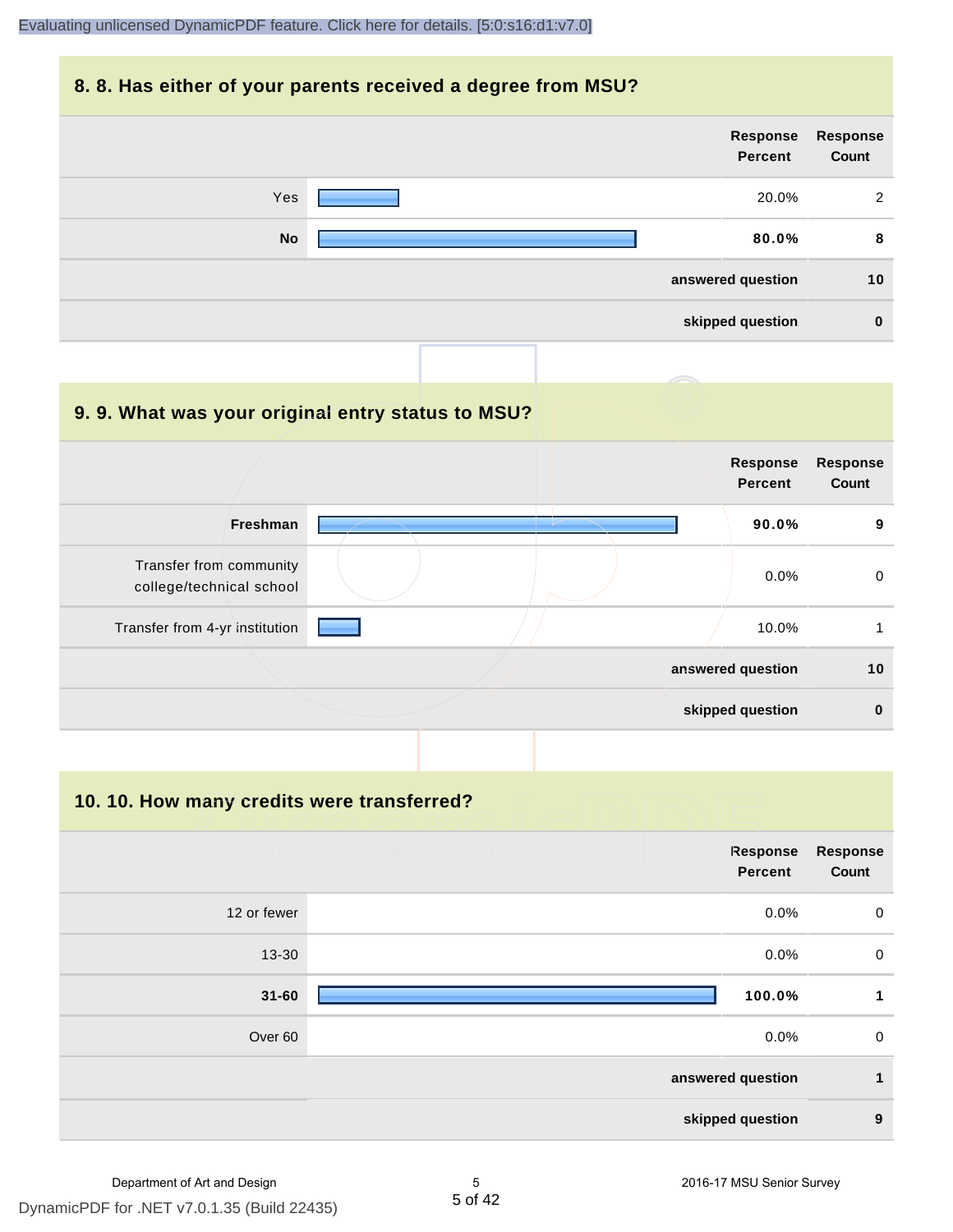## 8. 8. Has either of your parents received a degree from MSU?

| | Response Percent | Response Count |
|---|---|---|
| Yes | 20.0% | 2 |
| **No** | **80.0%** | **8** |
| | **answered question** | **10** |
| | **skipped question** | **0** |

## 9. 9. What was your original entry status to MSU?

| | Response Percent | Response Count |
|---|---|---|
| **Freshman** | **90.0%** | **9** |
| Transfer from community college/technical school | 0.0% | 0 |
| Transfer from 4-yr institution | 10.0% | 1 |
| | **answered question** | **10** |
| | **skipped question** | **0** |

## 10. 10. How many credits were transferred?

| | Response Percent | Response Count |
|---|---|---|
| 12 or fewer | 0.0% | 0 |
| 13-30 | 0.0% | 0 |
| **31-60** | **100.0%** | **1** |
| Over 60 | 0.0% | 0 |
| | **answered question** | **1** |
| | **skipped question** | **9** |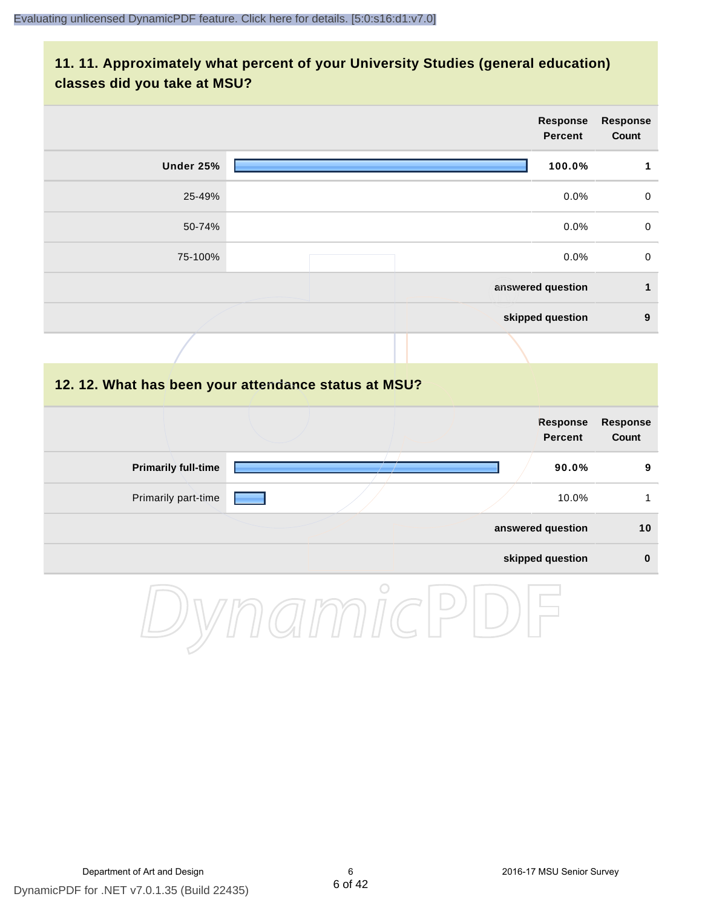## 11. 11. Approximately what percent of your University Studies (general education) classes did you take at MSU?

| | Response Percent | Response Count |
|---|---|---|
| **Under 25%** | **100.0%** | **1** |
| 25-49% | 0.0% | 0 |
| 50-74% | 0.0% | 0 |
| 75-100% | 0.0% | 0 |
| | **answered question** | **1** |
| | **skipped question** | **9** |

## 12. 12. What has been your attendance status at MSU?

| | Response Percent | Response Count |
|---|---|---|
| **Primarily full-time** | **90.0%** | **9** |
| Primarily part-time | 10.0% | 1 |
| | **answered question** | **10** |
| | **skipped question** | **0** |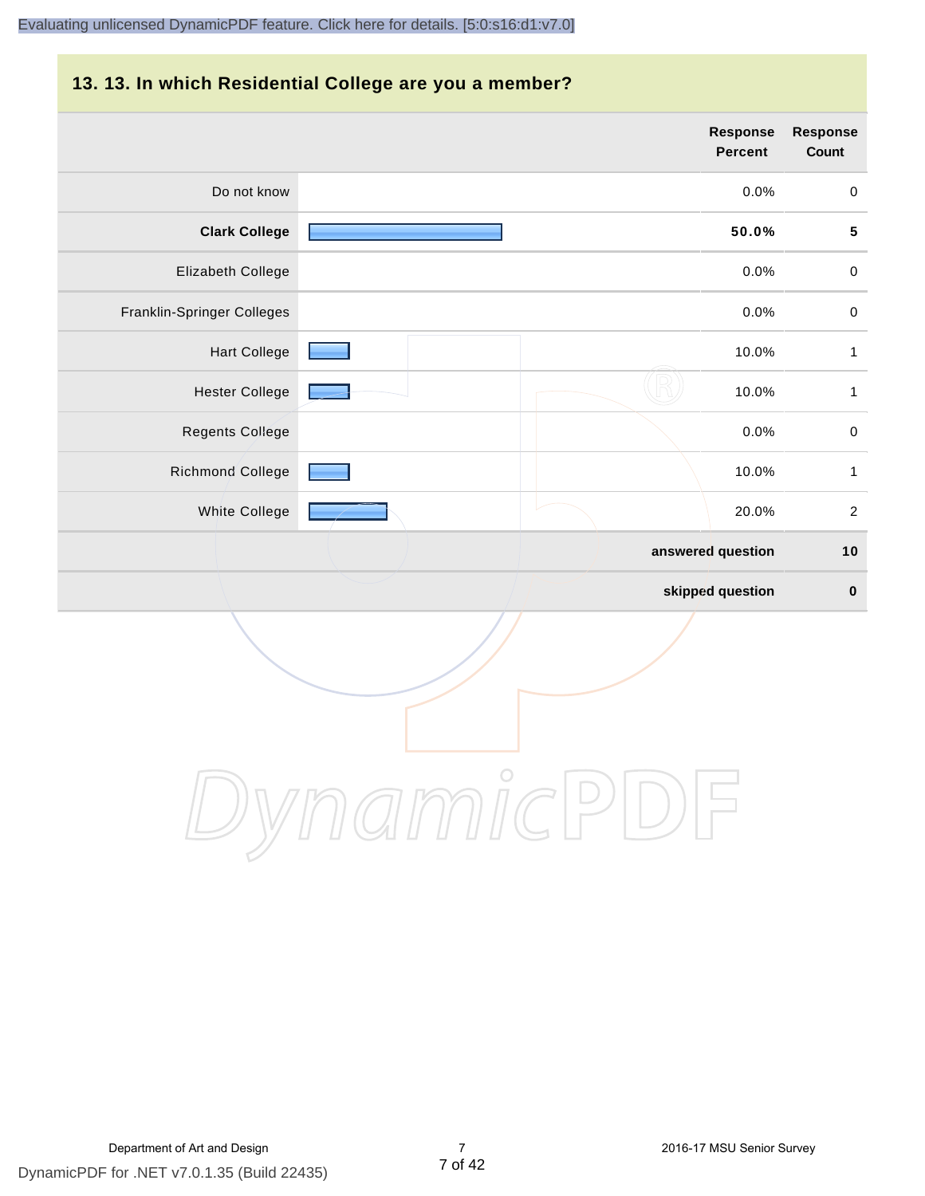## 13. 13. In which Residential College are you a member?

| | Response Percent | Response Count |
|---|---|---|
| Do not know | 0.0% | 0 |
| **Clark College** | **50.0%** | **5** |
| Elizabeth College | 0.0% | 0 |
| Franklin-Springer Colleges | 0.0% | 0 |
| Hart College | 10.0% | 1 |
| Hester College | 10.0% | 1 |
| Regents College | 0.0% | 0 |
| Richmond College | 10.0% | 1 |
| White College | 20.0% | 2 |
| | **answered question** | **10** |
| | **skipped question** | **0** |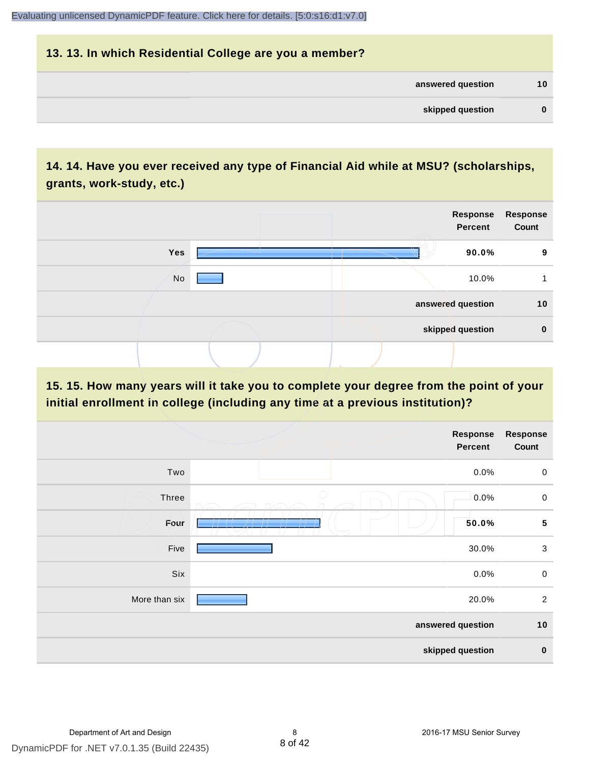## 13. 13. In which Residential College are you a member?

| | |
|---|---|
| answered question | 10 |
| skipped question | 0 |

## 14. 14. Have you ever received any type of Financial Aid while at MSU? (scholarships, grants, work-study, etc.)

| | Response Percent | Response Count |
|---|---|---|
| **Yes** | **90.0%** | **9** |
| No | 10.0% | 1 |
| answered question | | 10 |
| skipped question | | 0 |

## 15. 15. How many years will it take you to complete your degree from the point of your initial enrollment in college (including any time at a previous institution)?

| | Response Percent | Response Count |
|---|---|---|
| Two | 0.0% | 0 |
| Three | 0.0% | 0 |
| **Four** | **50.0%** | **5** |
| Five | 30.0% | 3 |
| Six | 0.0% | 0 |
| More than six | 20.0% | 2 |
| answered question | | 10 |
| skipped question | | 0 |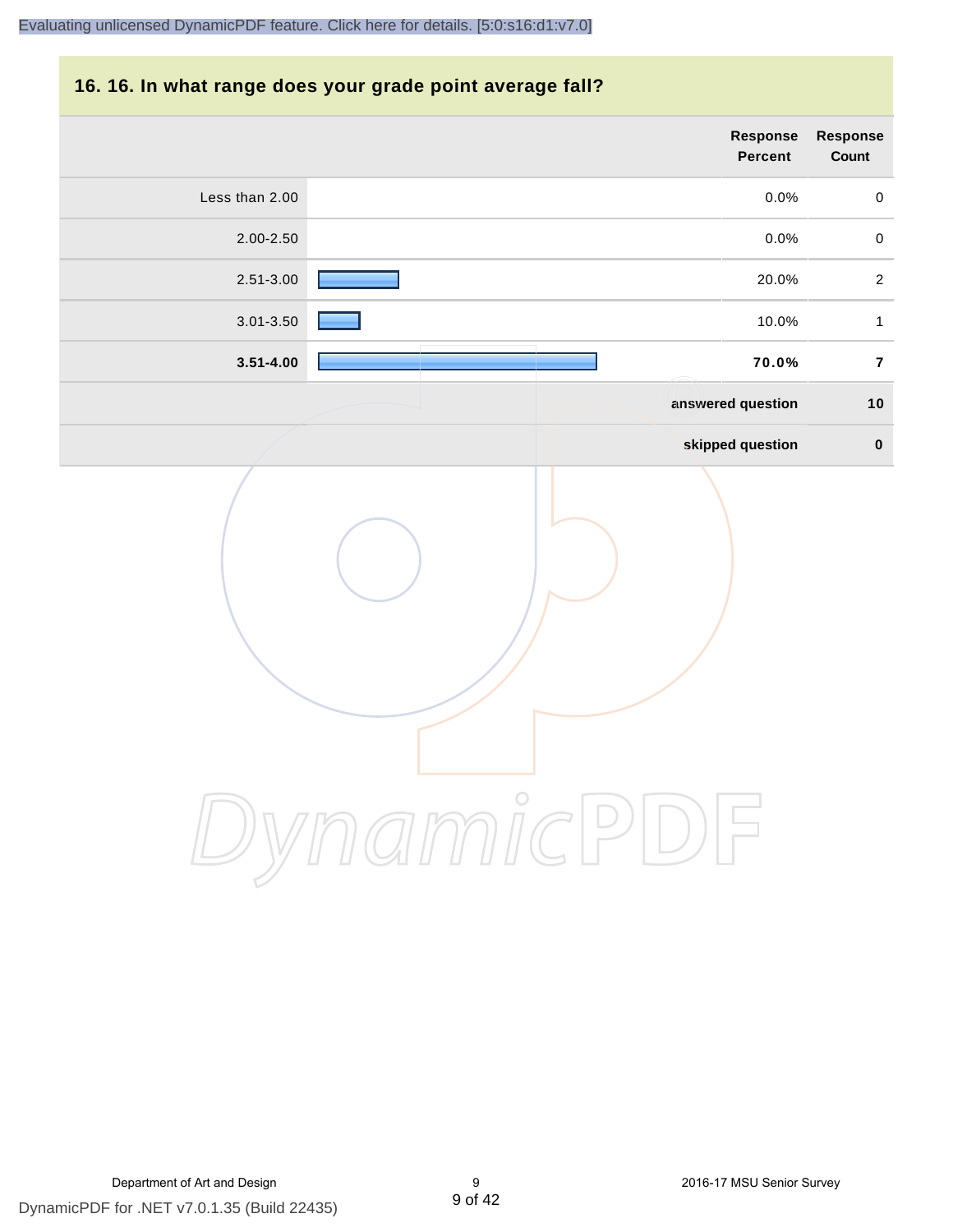## 16. 16. In what range does your grade point average fall?

| | Response Percent | Response Count |
|---|---|---|
| Less than 2.00 | 0.0% | 0 |
| 2.00-2.50 | 0.0% | 0 |
| 2.51-3.00 | 20.0% | 2 |
| 3.01-3.50 | 10.0% | 1 |
| **3.51-4.00** | **70.0%** | **7** |
| | **answered question** | **10** |
| | **skipped question** | **0** |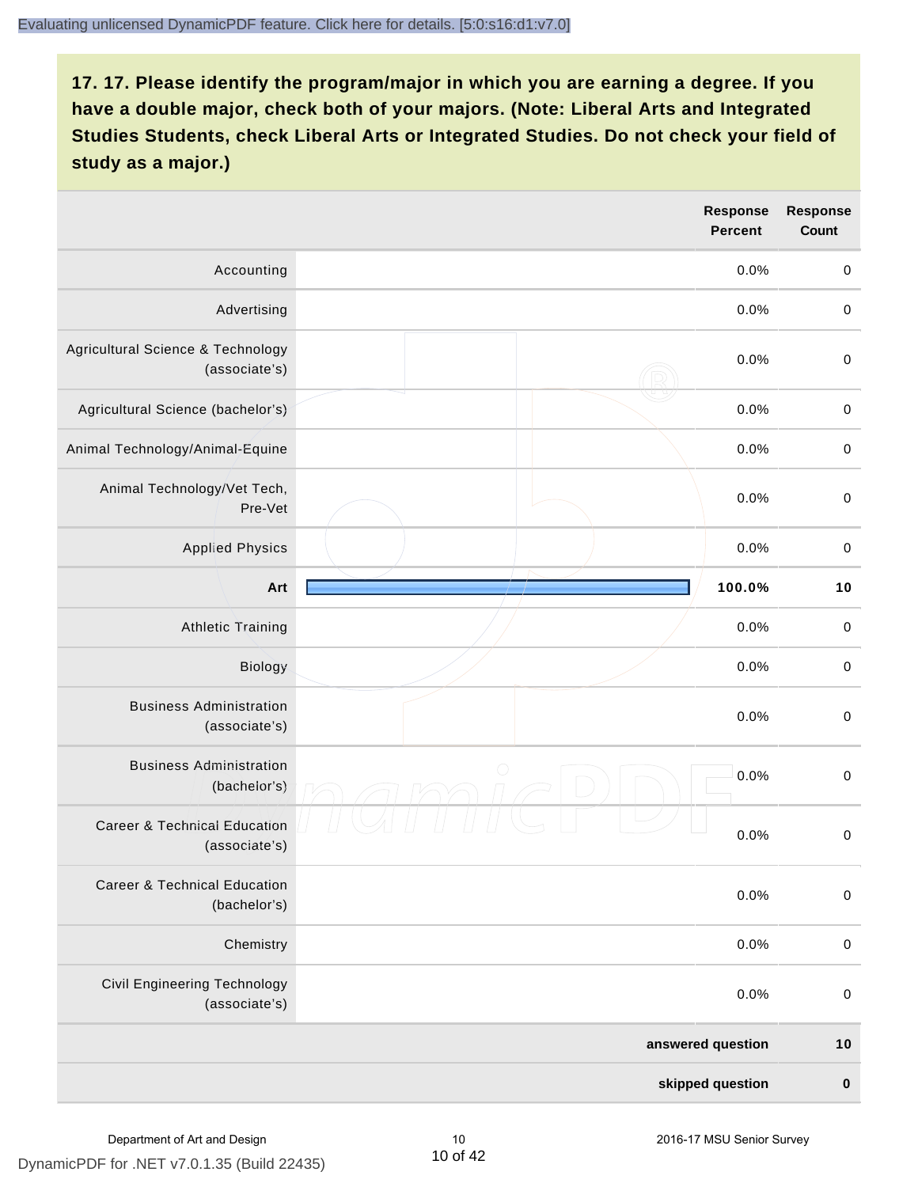**17. 17. Please identify the program/major in which you are earning a degree. If you have a double major, check both of your majors. (Note: Liberal Arts and Integrated Studies Students, check Liberal Arts or Integrated Studies. Do not check your field of study as a major.)**

| | Response Percent | Response Count |
|---|---|---|
| Accounting | 0.0% | 0 |
| Advertising | 0.0% | 0 |
| Agricultural Science & Technology (associate's) | 0.0% | 0 |
| Agricultural Science (bachelor's) | 0.0% | 0 |
| Animal Technology/Animal-Equine | 0.0% | 0 |
| Animal Technology/Vet Tech, Pre-Vet | 0.0% | 0 |
| Applied Physics | 0.0% | 0 |
| **Art** | **100.0%** | **10** |
| Athletic Training | 0.0% | 0 |
| Biology | 0.0% | 0 |
| Business Administration (associate's) | 0.0% | 0 |
| Business Administration (bachelor's) | 0.0% | 0 |
| Career & Technical Education (associate's) | 0.0% | 0 |
| Career & Technical Education (bachelor's) | 0.0% | 0 |
| Chemistry | 0.0% | 0 |
| Civil Engineering Technology (associate's) | 0.0% | 0 |
| **answered question** | | **10** |
| **skipped question** | | **0** |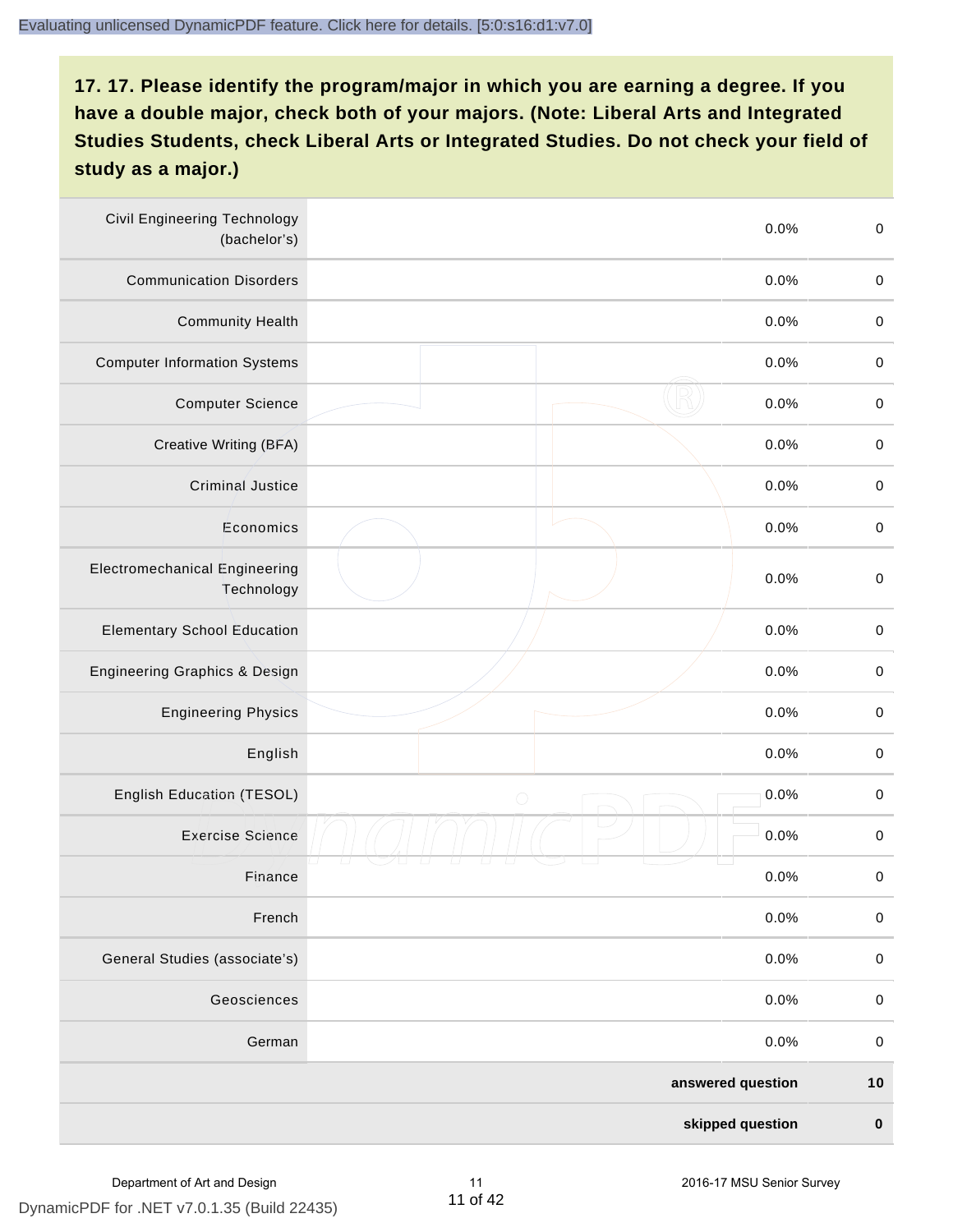**17. 17. Please identify the program/major in which you are earning a degree. If you have a double major, check both of your majors. (Note: Liberal Arts and Integrated Studies Students, check Liberal Arts or Integrated Studies. Do not check your field of study as a major.)**

| | | | |
|---|---|---|---|
| Civil Engineering Technology (bachelor's) | | 0.0% | 0 |
| Communication Disorders | | 0.0% | 0 |
| Community Health | | 0.0% | 0 |
| Computer Information Systems | | 0.0% | 0 |
| Computer Science | | 0.0% | 0 |
| Creative Writing (BFA) | | 0.0% | 0 |
| Criminal Justice | | 0.0% | 0 |
| Economics | | 0.0% | 0 |
| Electromechanical Engineering Technology | | 0.0% | 0 |
| Elementary School Education | | 0.0% | 0 |
| Engineering Graphics & Design | | 0.0% | 0 |
| Engineering Physics | | 0.0% | 0 |
| English | | 0.0% | 0 |
| English Education (TESOL) | | 0.0% | 0 |
| Exercise Science | | 0.0% | 0 |
| Finance | | 0.0% | 0 |
| French | | 0.0% | 0 |
| General Studies (associate's) | | 0.0% | 0 |
| Geosciences | | 0.0% | 0 |
| German | | 0.0% | 0 |
| | | **answered question** | **10** |
| | | **skipped question** | **0** |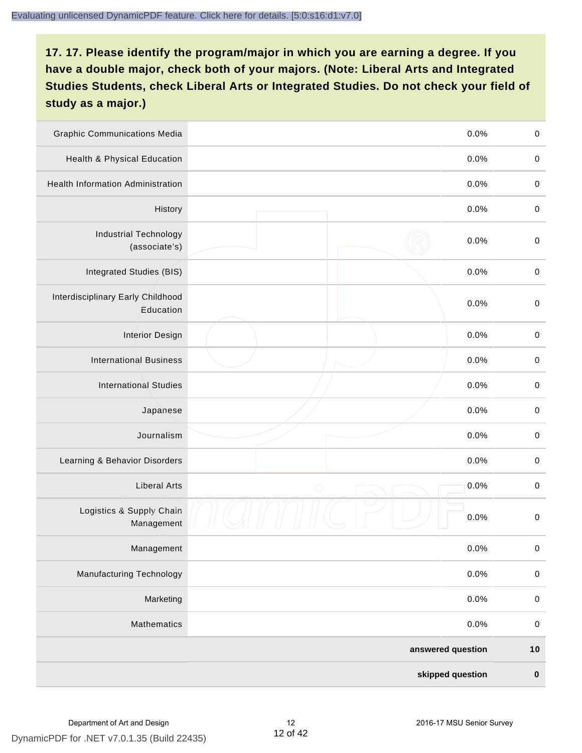**17. 17. Please identify the program/major in which you are earning a degree. If you have a double major, check both of your majors. (Note: Liberal Arts and Integrated Studies Students, check Liberal Arts or Integrated Studies. Do not check your field of study as a major.)**

| | | | |
|---|---|---|---|
| Graphic Communications Media | | 0.0% | 0 |
| Health & Physical Education | | 0.0% | 0 |
| Health Information Administration | | 0.0% | 0 |
| History | | 0.0% | 0 |
| Industrial Technology (associate's) | | 0.0% | 0 |
| Integrated Studies (BIS) | | 0.0% | 0 |
| Interdisciplinary Early Childhood Education | | 0.0% | 0 |
| Interior Design | | 0.0% | 0 |
| International Business | | 0.0% | 0 |
| International Studies | | 0.0% | 0 |
| Japanese | | 0.0% | 0 |
| Journalism | | 0.0% | 0 |
| Learning & Behavior Disorders | | 0.0% | 0 |
| Liberal Arts | | 0.0% | 0 |
| Logistics & Supply Chain Management | | 0.0% | 0 |
| Management | | 0.0% | 0 |
| Manufacturing Technology | | 0.0% | 0 |
| Marketing | | 0.0% | 0 |
| Mathematics | | 0.0% | 0 |
| | | **answered question** | **10** |
| | | **skipped question** | **0** |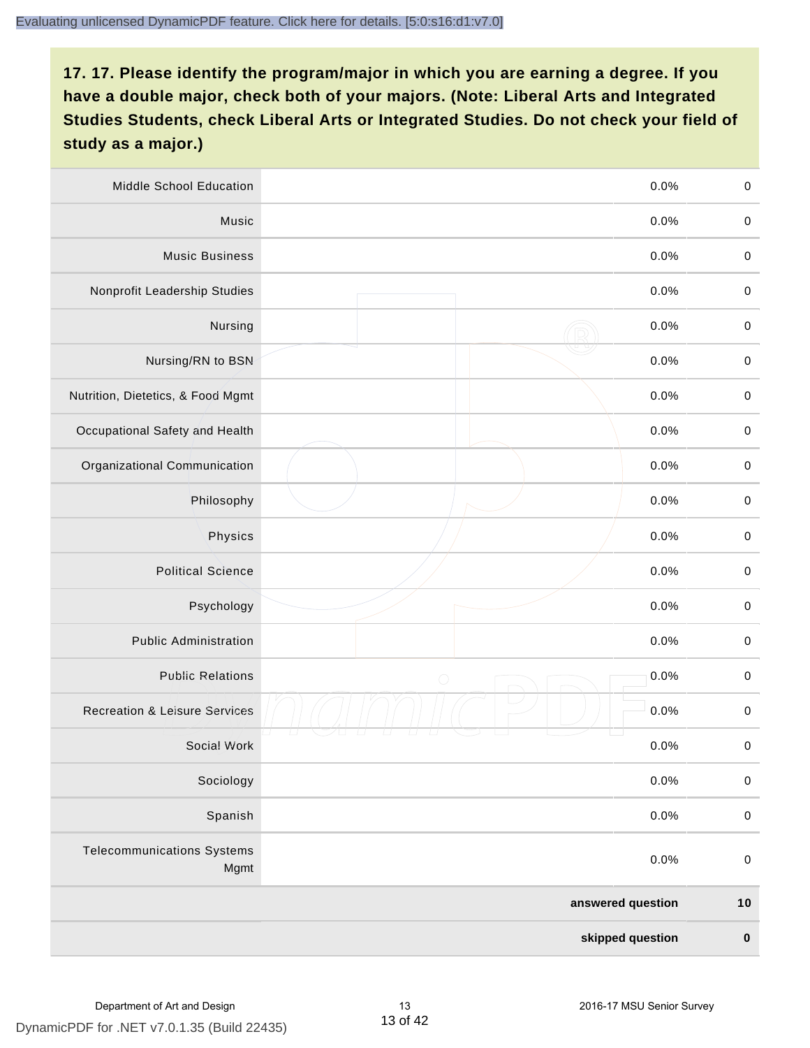## 17. 17. Please identify the program/major in which you are earning a degree. If you have a double major, check both of your majors. (Note: Liberal Arts and Integrated Studies Students, check Liberal Arts or Integrated Studies. Do not check your field of study as a major.)

| Program/Major | | Percent | Count |
|---|---|---|---|
| Middle School Education | | 0.0% | 0 |
| Music | | 0.0% | 0 |
| Music Business | | 0.0% | 0 |
| Nonprofit Leadership Studies | | 0.0% | 0 |
| Nursing | | 0.0% | 0 |
| Nursing/RN to BSN | | 0.0% | 0 |
| Nutrition, Dietetics, & Food Mgmt | | 0.0% | 0 |
| Occupational Safety and Health | | 0.0% | 0 |
| Organizational Communication | | 0.0% | 0 |
| Philosophy | | 0.0% | 0 |
| Physics | | 0.0% | 0 |
| Political Science | | 0.0% | 0 |
| Psychology | | 0.0% | 0 |
| Public Administration | | 0.0% | 0 |
| Public Relations | | 0.0% | 0 |
| Recreation & Leisure Services | | 0.0% | 0 |
| Social Work | | 0.0% | 0 |
| Sociology | | 0.0% | 0 |
| Spanish | | 0.0% | 0 |
| Telecommunications Systems Mgmt | | 0.0% | 0 |
| | | **answered question** | **10** |
| | | **skipped question** | **0** |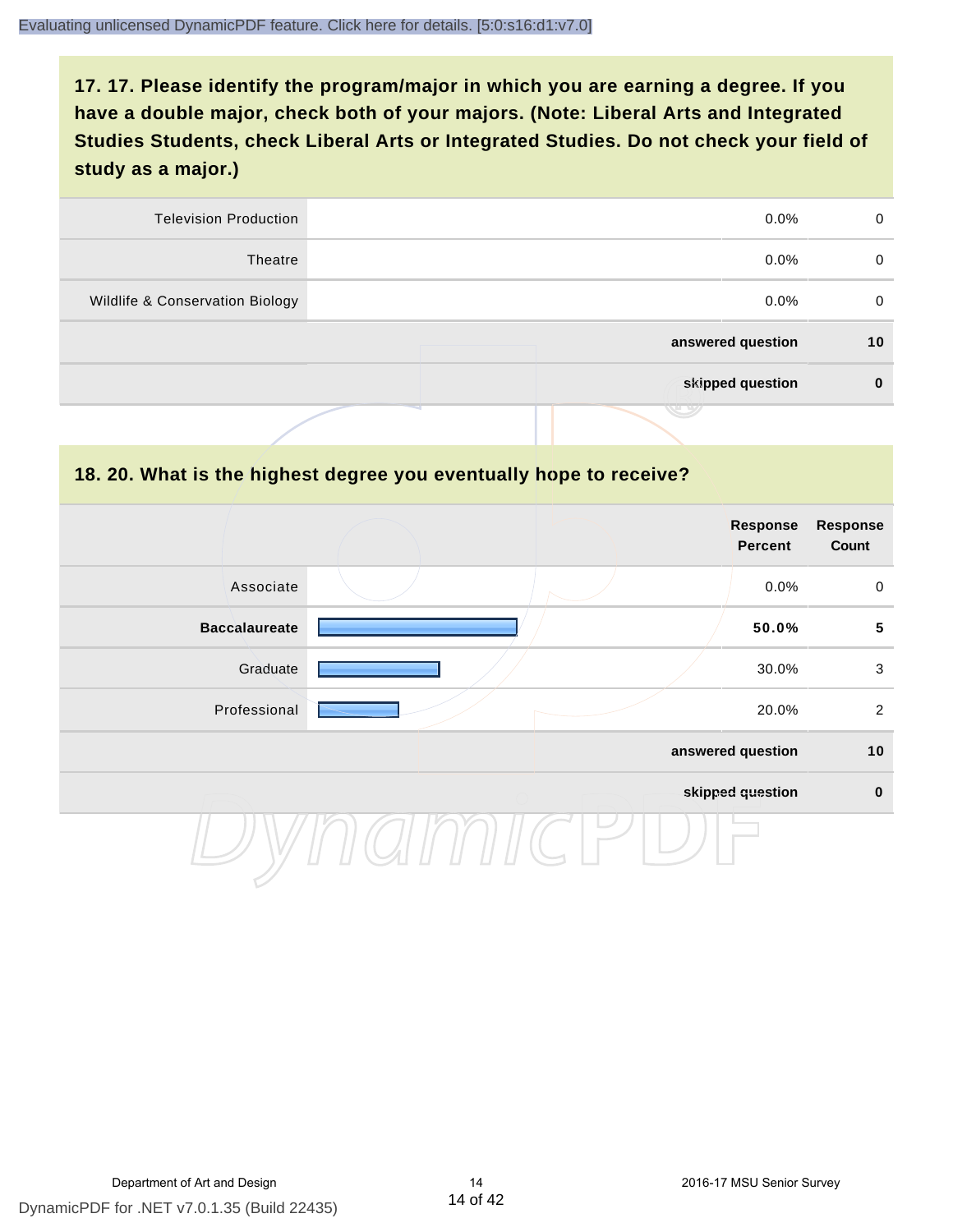## 17. 17. Please identify the program/major in which you are earning a degree. If you have a double major, check both of your majors. (Note: Liberal Arts and Integrated Studies Students, check Liberal Arts or Integrated Studies. Do not check your field of study as a major.)

| | | | |
|---|---|---|---|
| Television Production | | 0.0% | 0 |
| Theatre | | 0.0% | 0 |
| Wildlife & Conservation Biology | | 0.0% | 0 |
| | | **answered question** | **10** |
| | | **skipped question** | **0** |

## 18. 20. What is the highest degree you eventually hope to receive?

| | | Response Percent | Response Count |
|---|---|---|---|
| Associate | | 0.0% | 0 |
| **Baccalaureate** | | **50.0%** | **5** |
| Graduate | | 30.0% | 3 |
| Professional | | 20.0% | 2 |
| | | **answered question** | **10** |
| | | **skipped question** | **0** |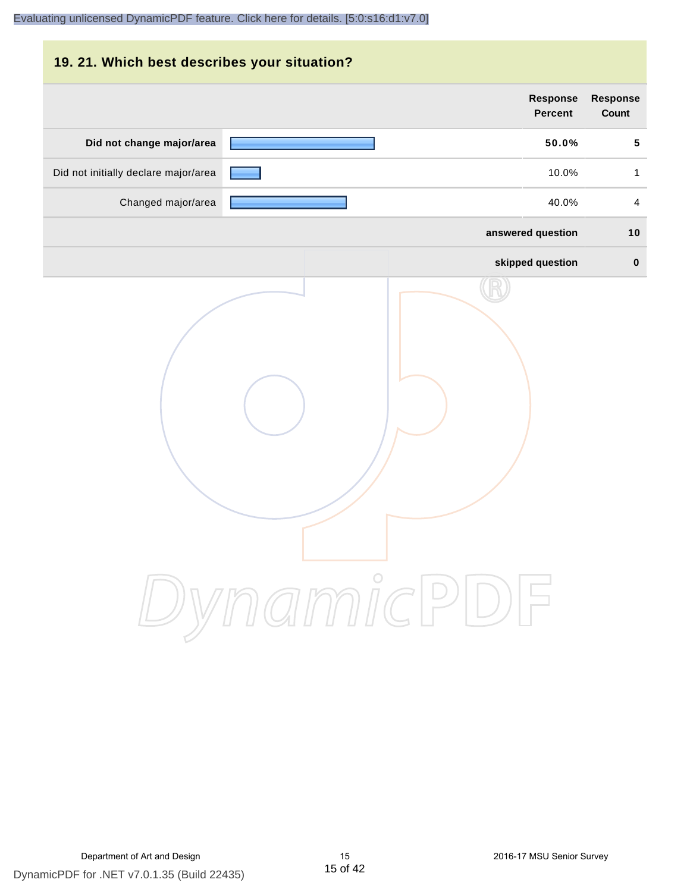## 19. 21. Which best describes your situation?

| | Response Percent | Response Count |
|---|---|---|
| **Did not change major/area** | **50.0%** | **5** |
| Did not initially declare major/area | 10.0% | 1 |
| Changed major/area | 40.0% | 4 |
| **answered question** | | **10** |
| **skipped question** | | **0** |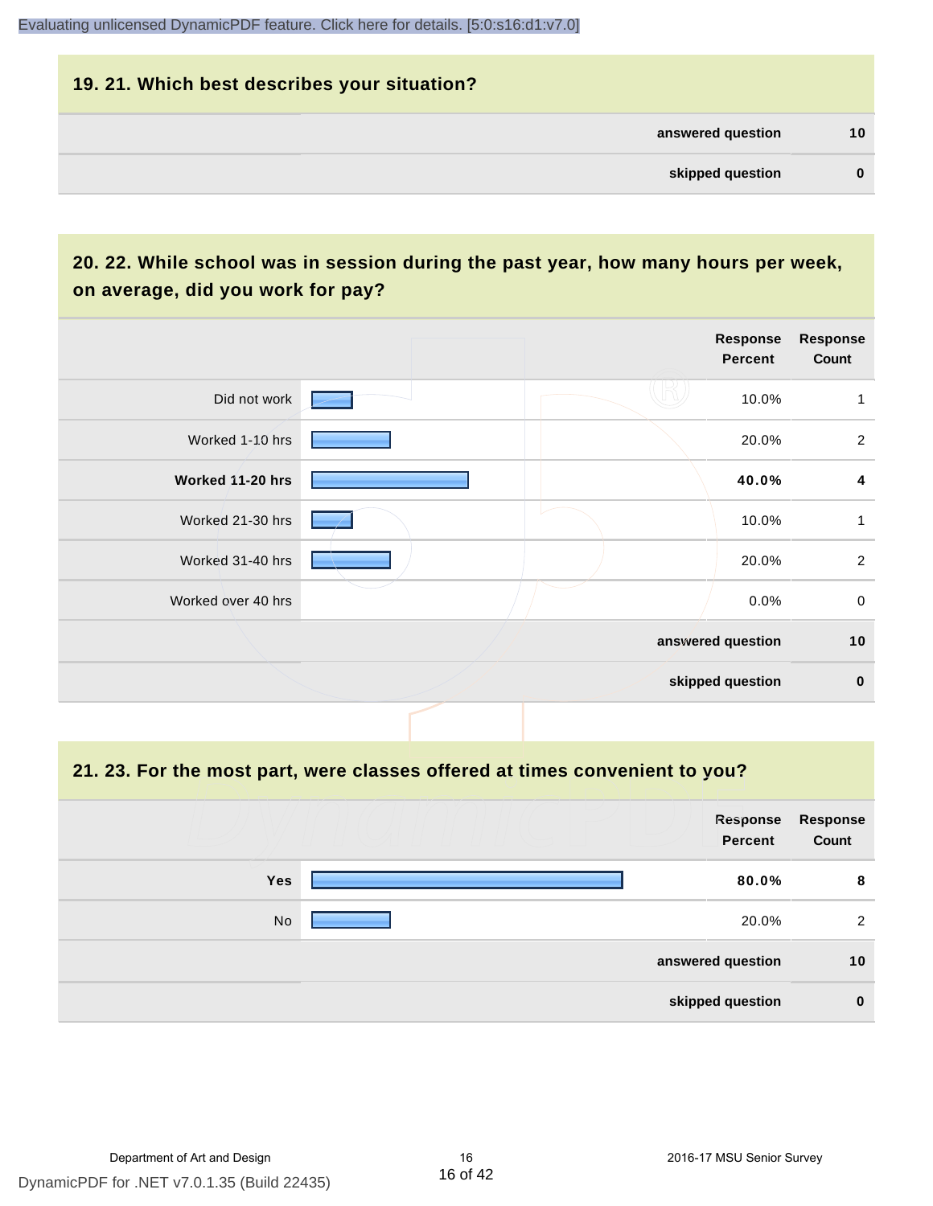## 19. 21. Which best describes your situation?

| | |
|---|---|
| answered question | 10 |
| skipped question | 0 |

## 20. 22. While school was in session during the past year, how many hours per week, on average, did you work for pay?

| | Response Percent | Response Count |
|---|---|---|
| Did not work | 10.0% | 1 |
| Worked 1-10 hrs | 20.0% | 2 |
| **Worked 11-20 hrs** | **40.0%** | **4** |
| Worked 21-30 hrs | 10.0% | 1 |
| Worked 31-40 hrs | 20.0% | 2 |
| Worked over 40 hrs | 0.0% | 0 |
| answered question | | 10 |
| skipped question | | 0 |

## 21. 23. For the most part, were classes offered at times convenient to you?

| | Response Percent | Response Count |
|---|---|---|
| **Yes** | **80.0%** | **8** |
| No | 20.0% | 2 |
| answered question | | 10 |
| skipped question | | 0 |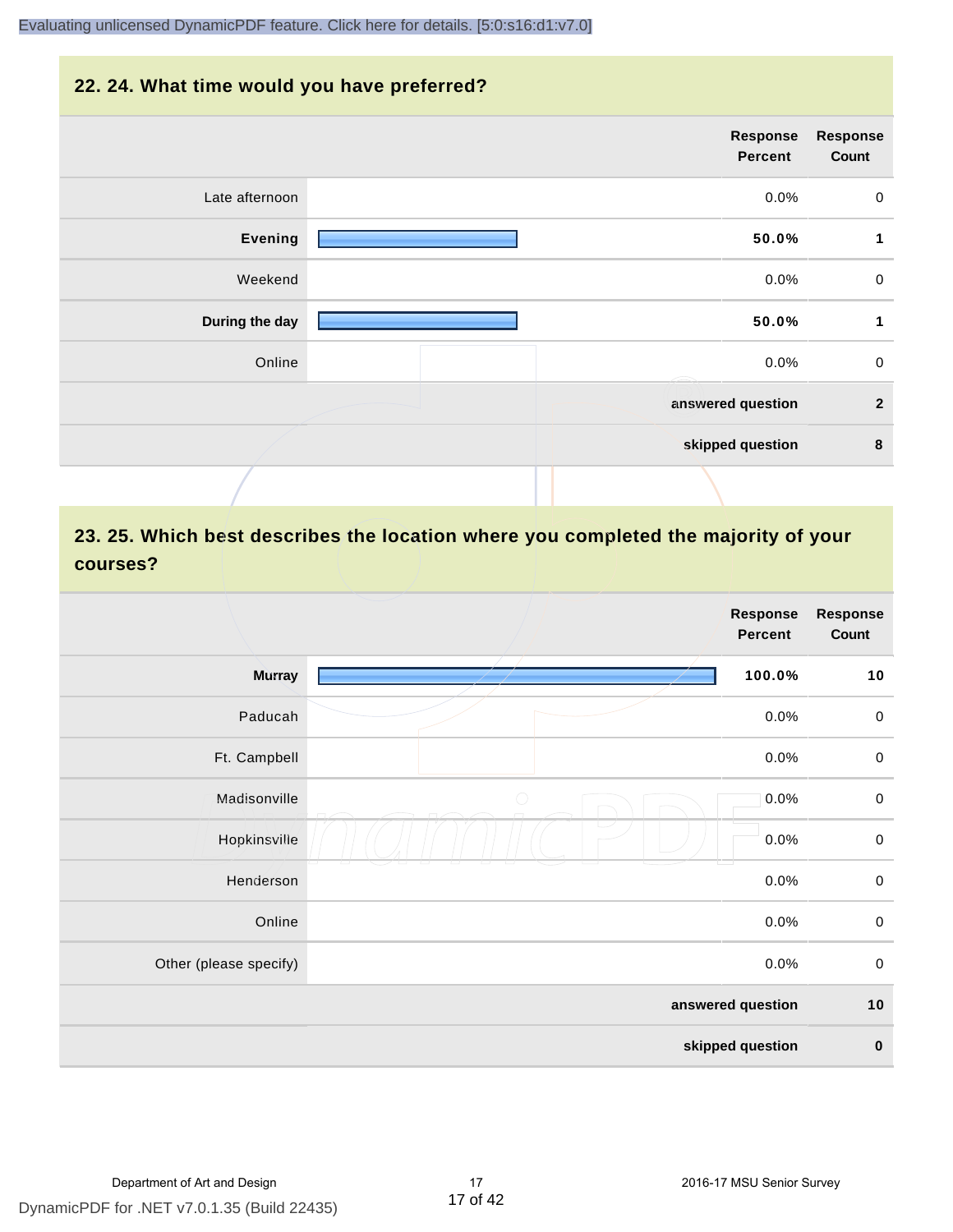## 22. 24. What time would you have preferred?

| | Response Percent | Response Count |
|---|---|---|
| Late afternoon | 0.0% | 0 |
| **Evening** | **50.0%** | **1** |
| Weekend | 0.0% | 0 |
| **During the day** | **50.0%** | **1** |
| Online | 0.0% | 0 |
| | answered question | 2 |
| | skipped question | 8 |

## 23. 25. Which best describes the location where you completed the majority of your courses?

| | Response Percent | Response Count |
|---|---|---|
| **Murray** | **100.0%** | **10** |
| Paducah | 0.0% | 0 |
| Ft. Campbell | 0.0% | 0 |
| Madisonville | 0.0% | 0 |
| Hopkinsville | 0.0% | 0 |
| Henderson | 0.0% | 0 |
| Online | 0.0% | 0 |
| Other (please specify) | 0.0% | 0 |
| | answered question | 10 |
| | skipped question | 0 |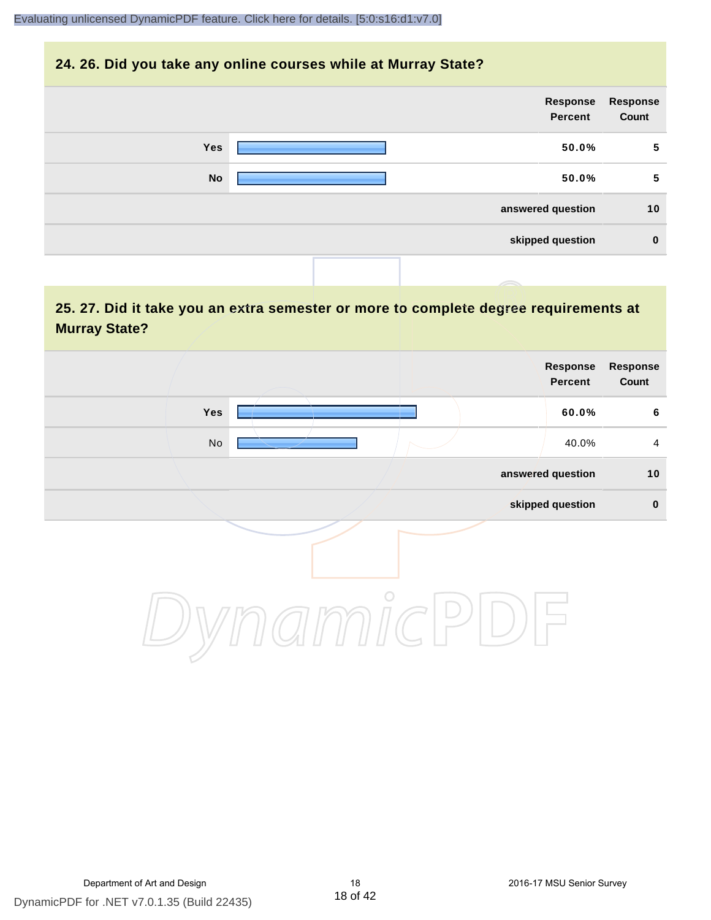## 24. 26. Did you take any online courses while at Murray State?

| | Response Percent | Response Count |
|---|---|---|
| Yes | 50.0% | 5 |
| No | 50.0% | 5 |
| answered question | | 10 |
| skipped question | | 0 |

## 25. 27. Did it take you an extra semester or more to complete degree requirements at Murray State?

| | Response Percent | Response Count |
|---|---|---|
| Yes | 60.0% | 6 |
| No | 40.0% | 4 |
| answered question | | 10 |
| skipped question | | 0 |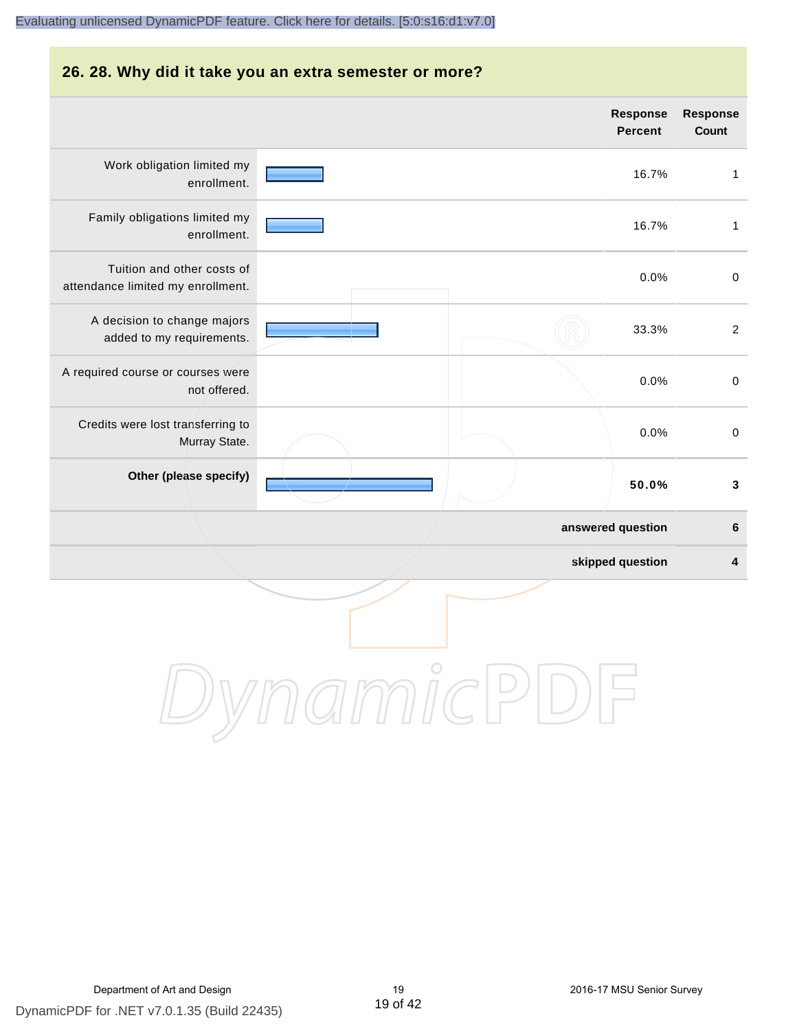## 26. 28. Why did it take you an extra semester or more?

| | Response Percent | Response Count |
|---|---|---|
| Work obligation limited my enrollment. | 16.7% | 1 |
| Family obligations limited my enrollment. | 16.7% | 1 |
| Tuition and other costs of attendance limited my enrollment. | 0.0% | 0 |
| A decision to change majors added to my requirements. | 33.3% | 2 |
| A required course or courses were not offered. | 0.0% | 0 |
| Credits were lost transferring to Murray State. | 0.0% | 0 |
| **Other (please specify)** | **50.0%** | **3** |
| | **answered question** | **6** |
| | **skipped question** | **4** |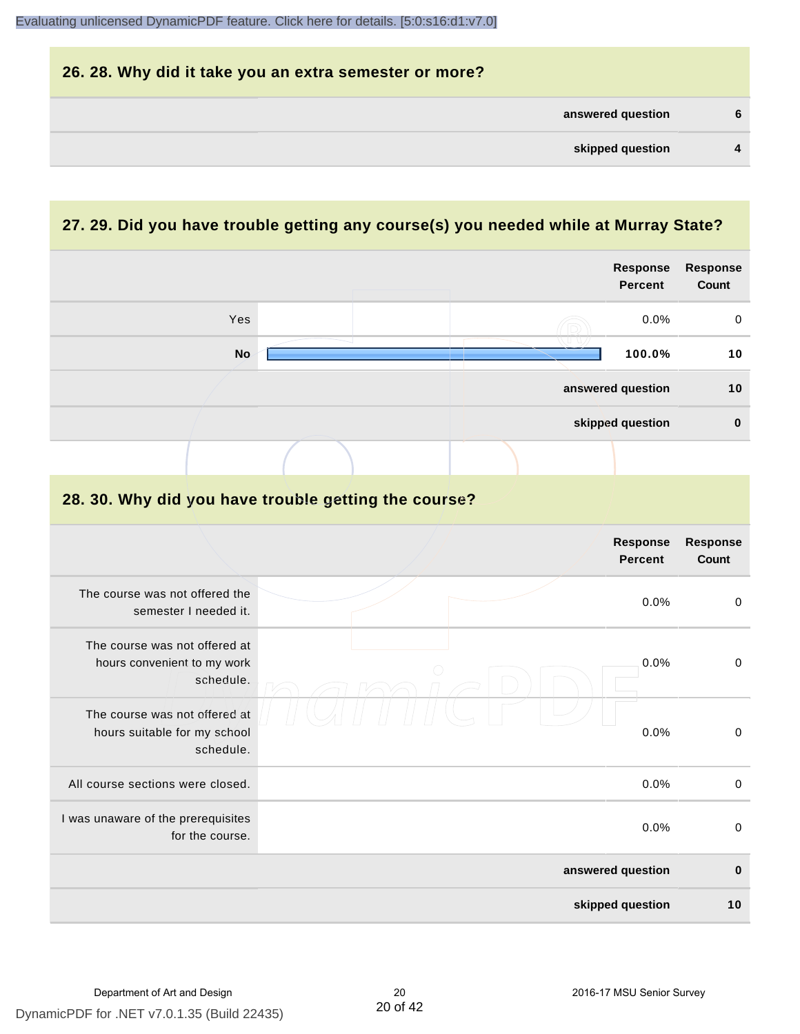## 26. 28. Why did it take you an extra semester or more?

| | |
|---|---|
| answered question | 6 |
| skipped question | 4 |

## 27. 29. Did you have trouble getting any course(s) you needed while at Murray State?

| | Response Percent | Response Count |
|---|---|---|
| Yes | 0.0% | 0 |
| **No** | **100.0%** | **10** |
| **answered question** | | **10** |
| **skipped question** | | **0** |

## 28. 30. Why did you have trouble getting the course?

| | Response Percent | Response Count |
|---|---|---|
| The course was not offered the semester I needed it. | 0.0% | 0 |
| The course was not offered at hours convenient to my work schedule. | 0.0% | 0 |
| The course was not offered at hours suitable for my school schedule. | 0.0% | 0 |
| All course sections were closed. | 0.0% | 0 |
| I was unaware of the prerequisites for the course. | 0.0% | 0 |
| **answered question** | | **0** |
| **skipped question** | | **10** |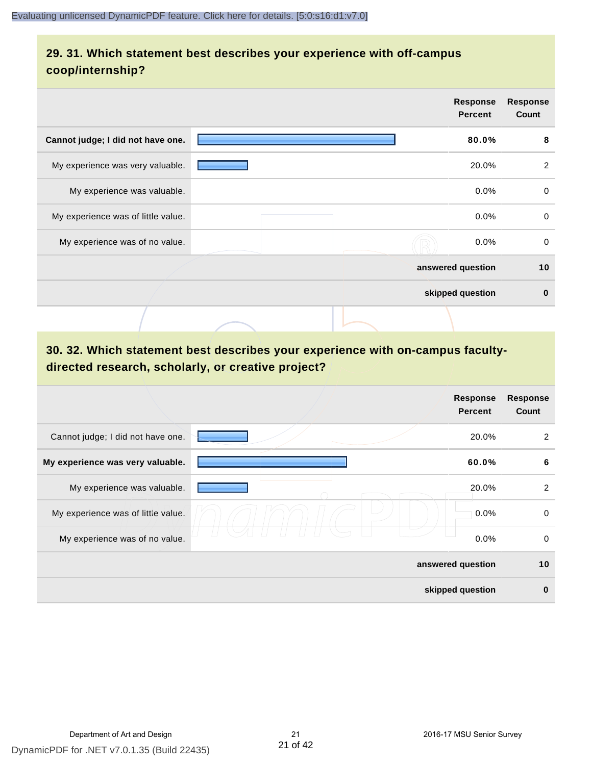## 29. 31. Which statement best describes your experience with off-campus coop/internship?

| | Response Percent | Response Count |
|---|---|---|
| **Cannot judge; I did not have one.** | **80.0%** | **8** |
| My experience was very valuable. | 20.0% | 2 |
| My experience was valuable. | 0.0% | 0 |
| My experience was of little value. | 0.0% | 0 |
| My experience was of no value. | 0.0% | 0 |
| **answered question** | | **10** |
| **skipped question** | | **0** |

## 30. 32. Which statement best describes your experience with on-campus faculty-directed research, scholarly, or creative project?

| | Response Percent | Response Count |
|---|---|---|
| Cannot judge; I did not have one. | 20.0% | 2 |
| **My experience was very valuable.** | **60.0%** | **6** |
| My experience was valuable. | 20.0% | 2 |
| My experience was of little value. | 0.0% | 0 |
| My experience was of no value. | 0.0% | 0 |
| **answered question** | | **10** |
| **skipped question** | | **0** |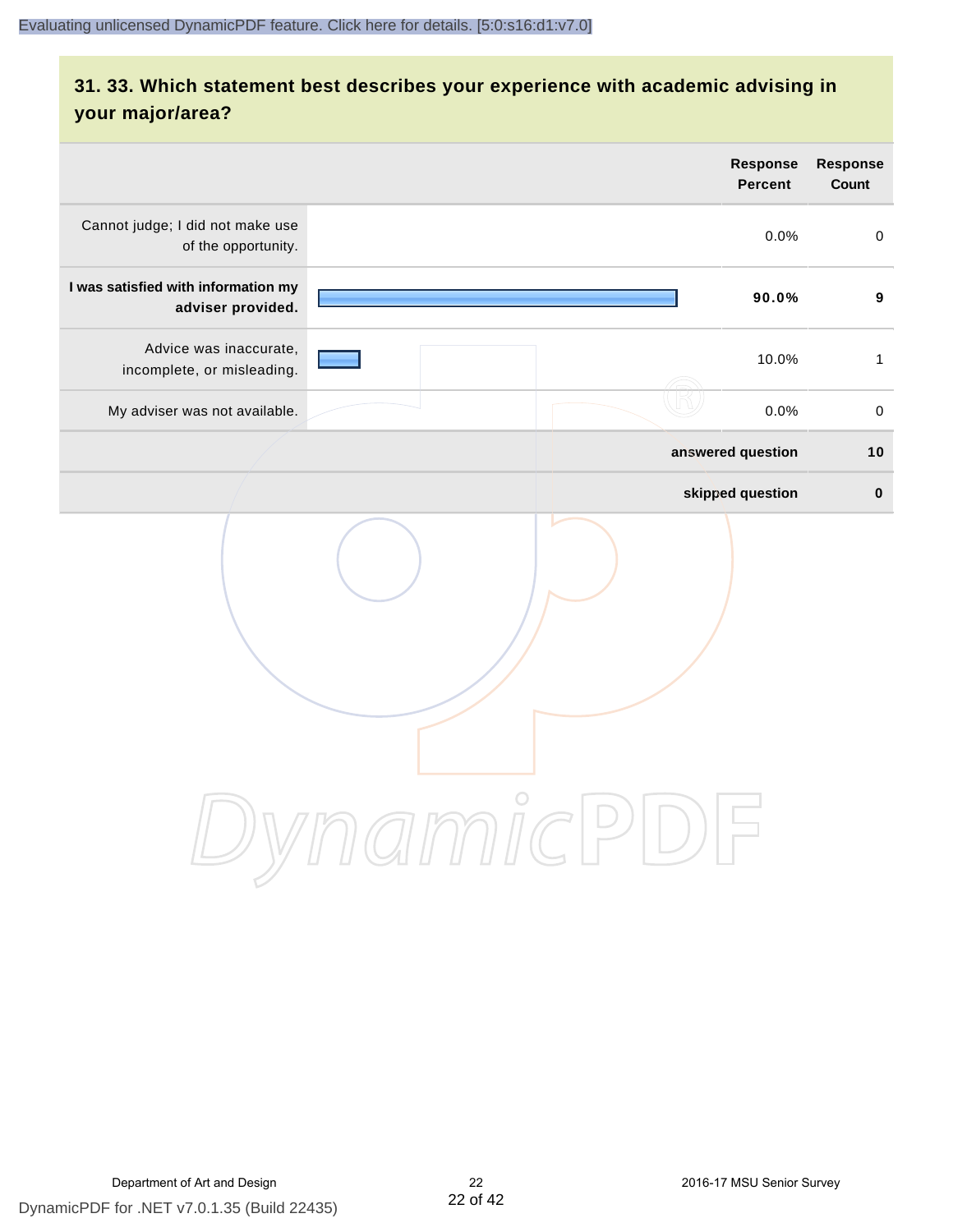## 31. 33. Which statement best describes your experience with academic advising in your major/area?

| | Response Percent | Response Count |
|---|---|---|
| Cannot judge; I did not make use of the opportunity. | 0.0% | 0 |
| **I was satisfied with information my adviser provided.** | **90.0%** | **9** |
| Advice was inaccurate, incomplete, or misleading. | 10.0% | 1 |
| My adviser was not available. | 0.0% | 0 |
| | **answered question** | **10** |
| | **skipped question** | **0** |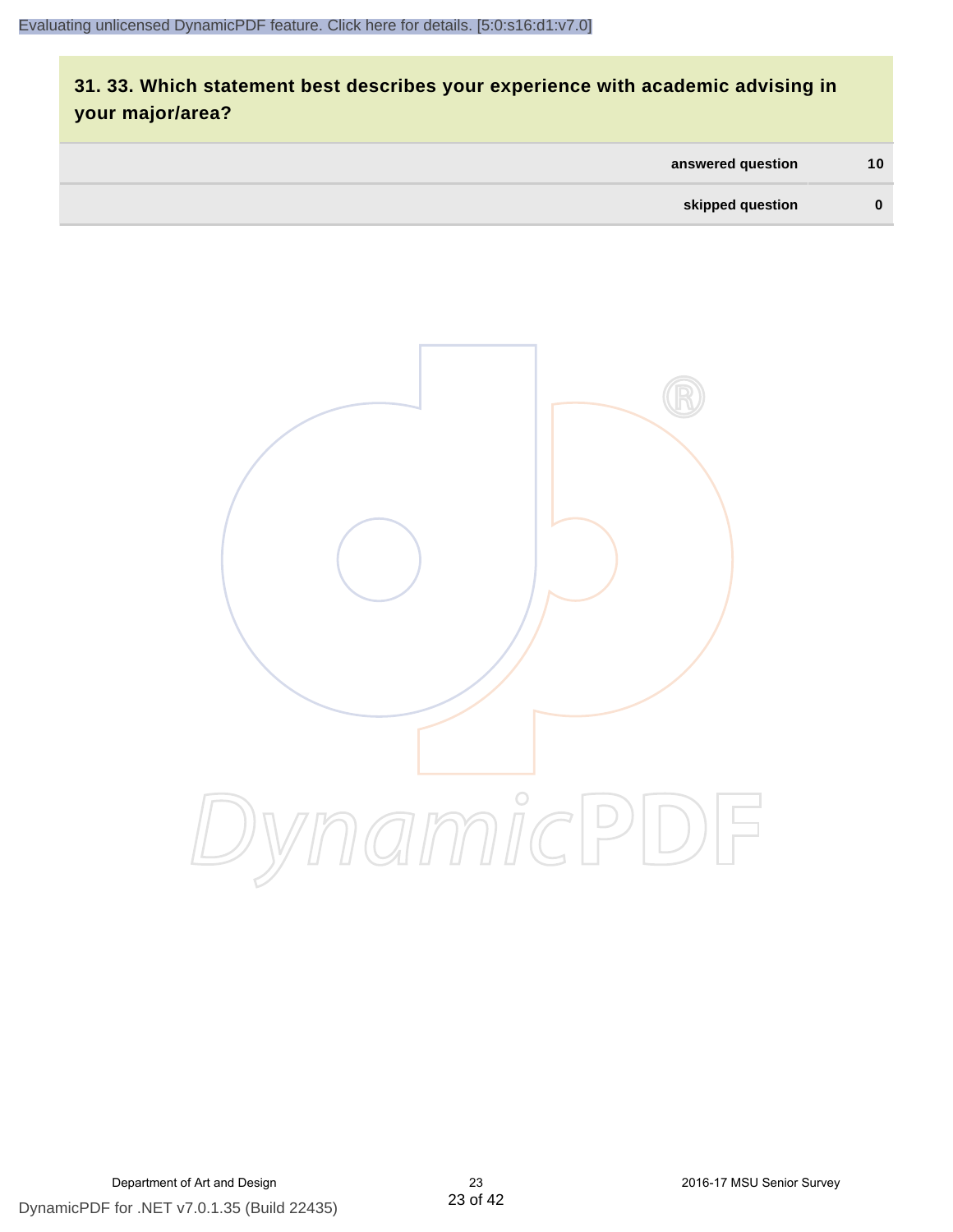## 31. 33. Which statement best describes your experience with academic advising in your major/area?

| | |
|---|---|
| answered question | 10 |
| skipped question | 0 |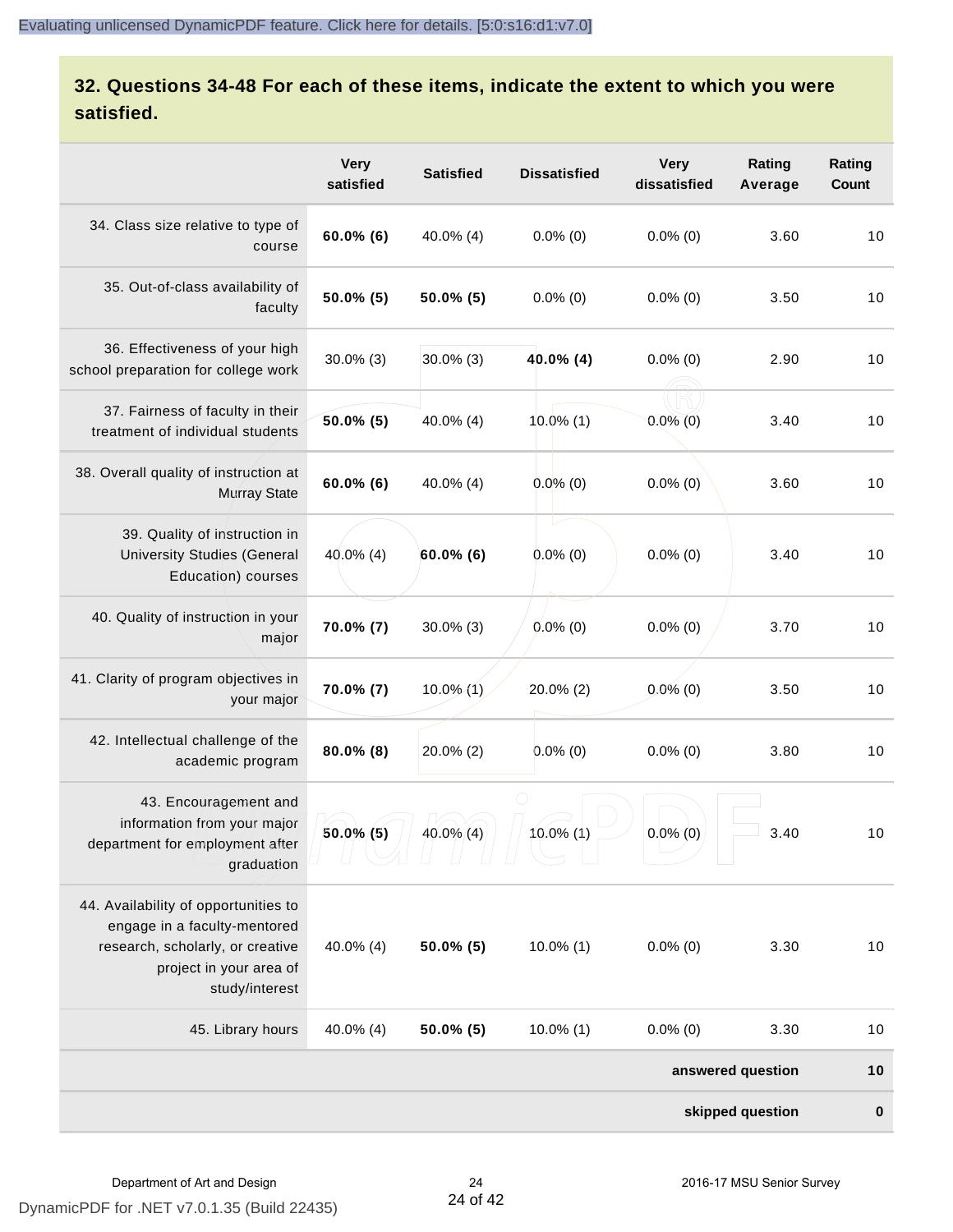## 32. Questions 34-48 For each of these items, indicate the extent to which you were satisfied.

| | Very satisfied | Satisfied | Dissatisfied | Very dissatisfied | Rating Average | Rating Count |
|---|---|---|---|---|---|---|
| 34. Class size relative to type of course | **60.0% (6)** | 40.0% (4) | 0.0% (0) | 0.0% (0) | 3.60 | 10 |
| 35. Out-of-class availability of faculty | **50.0% (5)** | **50.0% (5)** | 0.0% (0) | 0.0% (0) | 3.50 | 10 |
| 36. Effectiveness of your high school preparation for college work | 30.0% (3) | 30.0% (3) | **40.0% (4)** | 0.0% (0) | 2.90 | 10 |
| 37. Fairness of faculty in their treatment of individual students | **50.0% (5)** | 40.0% (4) | 10.0% (1) | 0.0% (0) | 3.40 | 10 |
| 38. Overall quality of instruction at Murray State | **60.0% (6)** | 40.0% (4) | 0.0% (0) | 0.0% (0) | 3.60 | 10 |
| 39. Quality of instruction in University Studies (General Education) courses | 40.0% (4) | **60.0% (6)** | 0.0% (0) | 0.0% (0) | 3.40 | 10 |
| 40. Quality of instruction in your major | **70.0% (7)** | 30.0% (3) | 0.0% (0) | 0.0% (0) | 3.70 | 10 |
| 41. Clarity of program objectives in your major | **70.0% (7)** | 10.0% (1) | 20.0% (2) | 0.0% (0) | 3.50 | 10 |
| 42. Intellectual challenge of the academic program | **80.0% (8)** | 20.0% (2) | 0.0% (0) | 0.0% (0) | 3.80 | 10 |
| 43. Encouragement and information from your major department for employment after graduation | **50.0% (5)** | 40.0% (4) | 10.0% (1) | 0.0% (0) | 3.40 | 10 |
| 44. Availability of opportunities to engage in a faculty-mentored research, scholarly, or creative project in your area of study/interest | 40.0% (4) | **50.0% (5)** | 10.0% (1) | 0.0% (0) | 3.30 | 10 |
| 45. Library hours | 40.0% (4) | **50.0% (5)** | 10.0% (1) | 0.0% (0) | 3.30 | 10 |
| | | | | | **answered question** | **10** |
| | | | | | **skipped question** | **0** |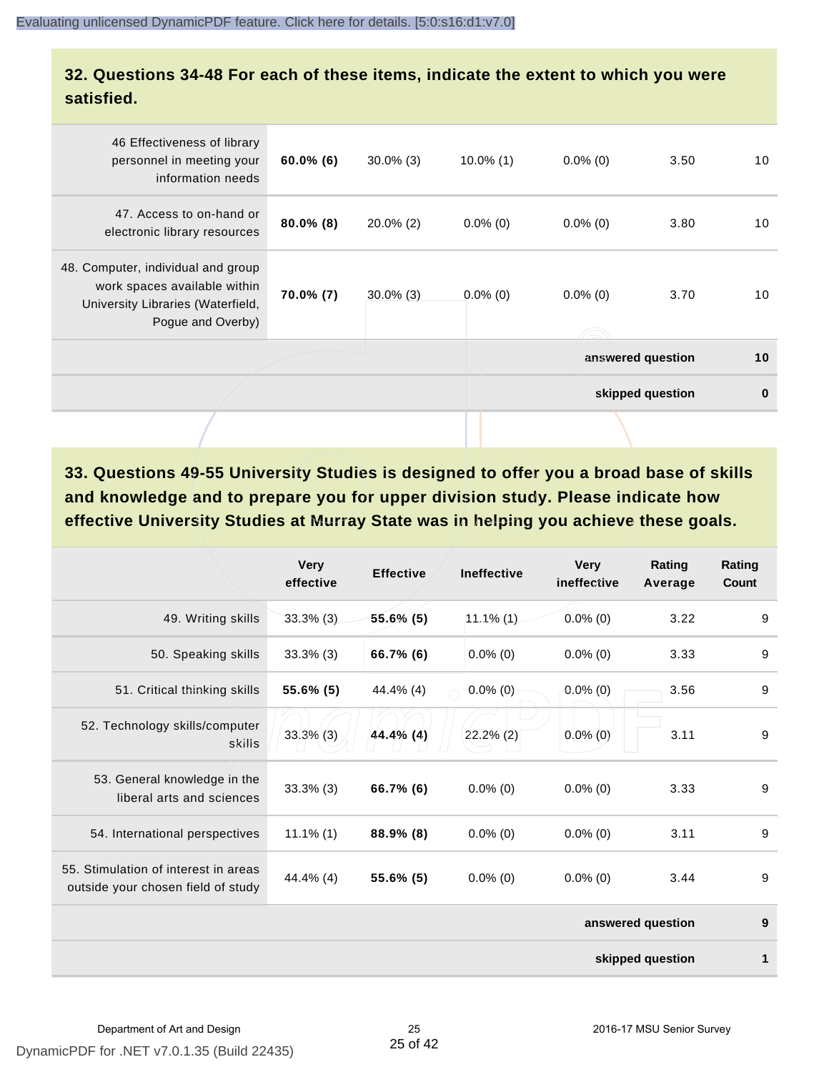## 32. Questions 34-48 For each of these items, indicate the extent to which you were satisfied.

| | | | | | | |
|---|---|---|---|---|---|---|
| 46 Effectiveness of library personnel in meeting your information needs | **60.0% (6)** | 30.0% (3) | 10.0% (1) | 0.0% (0) | 3.50 | 10 |
| 47. Access to on-hand or electronic library resources | **80.0% (8)** | 20.0% (2) | 0.0% (0) | 0.0% (0) | 3.80 | 10 |
| 48. Computer, individual and group work spaces available within University Libraries (Waterfield, Pogue and Overby) | **70.0% (7)** | 30.0% (3) | 0.0% (0) | 0.0% (0) | 3.70 | 10 |
| | | | | | **answered question** | **10** |
| | | | | | **skipped question** | **0** |

## 33. Questions 49-55 University Studies is designed to offer you a broad base of skills and knowledge and to prepare you for upper division study. Please indicate how effective University Studies at Murray State was in helping you achieve these goals.

| | Very effective | Effective | Ineffective | Very ineffective | Rating Average | Rating Count |
|---|---|---|---|---|---|---|
| 49. Writing skills | 33.3% (3) | **55.6% (5)** | 11.1% (1) | 0.0% (0) | 3.22 | 9 |
| 50. Speaking skills | 33.3% (3) | **66.7% (6)** | 0.0% (0) | 0.0% (0) | 3.33 | 9 |
| 51. Critical thinking skills | **55.6% (5)** | 44.4% (4) | 0.0% (0) | 0.0% (0) | 3.56 | 9 |
| 52. Technology skills/computer skills | 33.3% (3) | **44.4% (4)** | 22.2% (2) | 0.0% (0) | 3.11 | 9 |
| 53. General knowledge in the liberal arts and sciences | 33.3% (3) | **66.7% (6)** | 0.0% (0) | 0.0% (0) | 3.33 | 9 |
| 54. International perspectives | 11.1% (1) | **88.9% (8)** | 0.0% (0) | 0.0% (0) | 3.11 | 9 |
| 55. Stimulation of interest in areas outside your chosen field of study | 44.4% (4) | **55.6% (5)** | 0.0% (0) | 0.0% (0) | 3.44 | 9 |
| | | | | | **answered question** | **9** |
| | | | | | **skipped question** | **1** |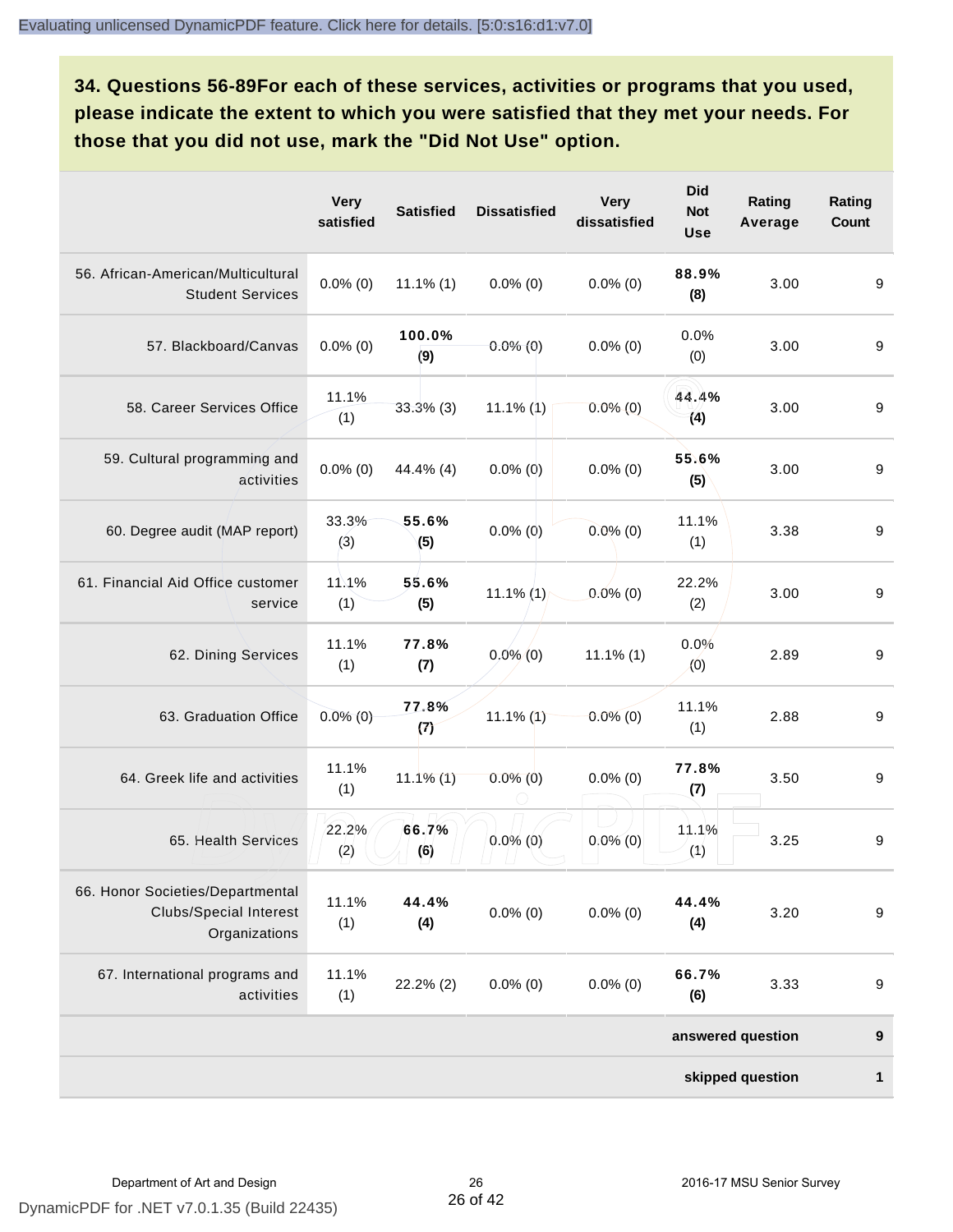## 34. Questions 56-89For each of these services, activities or programs that you used, please indicate the extent to which you were satisfied that they met your needs. For those that you did not use, mark the "Did Not Use" option.

| | Very satisfied | Satisfied | Dissatisfied | Very dissatisfied | Did Not Use | Rating Average | Rating Count |
|---|---|---|---|---|---|---|---|
| 56. African-American/Multicultural Student Services | 0.0% (0) | 11.1% (1) | 0.0% (0) | 0.0% (0) | **88.9% (8)** | 3.00 | 9 |
| 57. Blackboard/Canvas | 0.0% (0) | **100.0% (9)** | 0.0% (0) | 0.0% (0) | 0.0% (0) | 3.00 | 9 |
| 58. Career Services Office | 11.1% (1) | 33.3% (3) | 11.1% (1) | 0.0% (0) | **44.4% (4)** | 3.00 | 9 |
| 59. Cultural programming and activities | 0.0% (0) | 44.4% (4) | 0.0% (0) | 0.0% (0) | **55.6% (5)** | 3.00 | 9 |
| 60. Degree audit (MAP report) | 33.3% (3) | **55.6% (5)** | 0.0% (0) | 0.0% (0) | 11.1% (1) | 3.38 | 9 |
| 61. Financial Aid Office customer service | 11.1% (1) | **55.6% (5)** | 11.1% (1) | 0.0% (0) | 22.2% (2) | 3.00 | 9 |
| 62. Dining Services | 11.1% (1) | **77.8% (7)** | 0.0% (0) | 11.1% (1) | 0.0% (0) | 2.89 | 9 |
| 63. Graduation Office | 0.0% (0) | **77.8% (7)** | 11.1% (1) | 0.0% (0) | 11.1% (1) | 2.88 | 9 |
| 64. Greek life and activities | 11.1% (1) | 11.1% (1) | 0.0% (0) | 0.0% (0) | **77.8% (7)** | 3.50 | 9 |
| 65. Health Services | 22.2% (2) | **66.7% (6)** | 0.0% (0) | 0.0% (0) | 11.1% (1) | 3.25 | 9 |
| 66. Honor Societies/Departmental Clubs/Special Interest Organizations | 11.1% (1) | **44.4% (4)** | 0.0% (0) | 0.0% (0) | **44.4% (4)** | 3.20 | 9 |
| 67. International programs and activities | 11.1% (1) | 22.2% (2) | 0.0% (0) | 0.0% (0) | **66.7% (6)** | 3.33 | 9 |
| | | | | | | **answered question** | **9** |
| | | | | | | **skipped question** | **1** |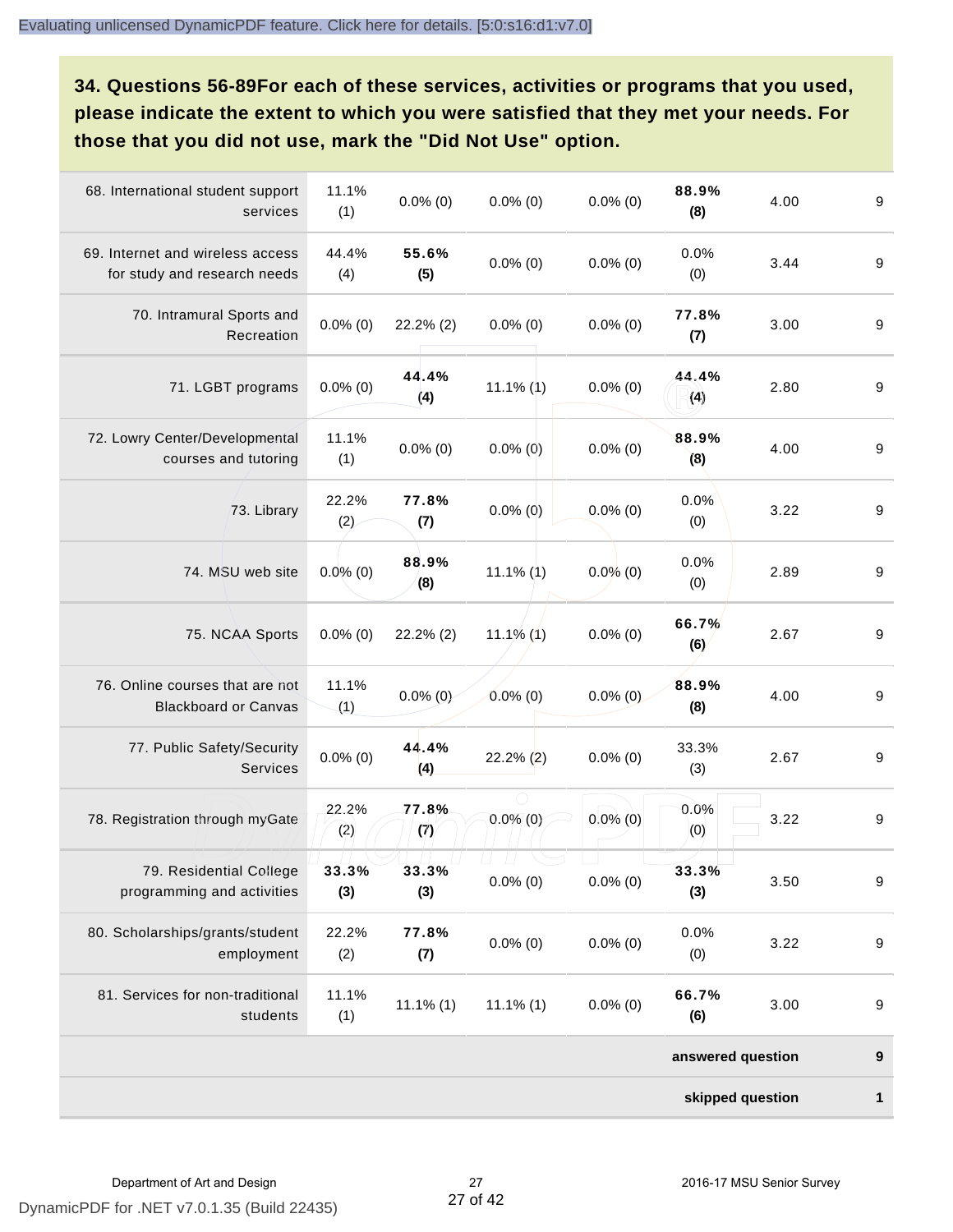**34. Questions 56-89For each of these services, activities or programs that you used, please indicate the extent to which you were satisfied that they met your needs. For those that you did not use, mark the "Did Not Use" option.**

| | | | | | | | |
|---|---|---|---|---|---|---|---|
| 68. International student support services | 11.1% (1) | 0.0% (0) | 0.0% (0) | 0.0% (0) | **88.9% (8)** | 4.00 | 9 |
| 69. Internet and wireless access for study and research needs | 44.4% (4) | **55.6% (5)** | 0.0% (0) | 0.0% (0) | 0.0% (0) | 3.44 | 9 |
| 70. Intramural Sports and Recreation | 0.0% (0) | 22.2% (2) | 0.0% (0) | 0.0% (0) | **77.8% (7)** | 3.00 | 9 |
| 71. LGBT programs | 0.0% (0) | **44.4% (4)** | 11.1% (1) | 0.0% (0) | **44.4% (4)** | 2.80 | 9 |
| 72. Lowry Center/Developmental courses and tutoring | 11.1% (1) | 0.0% (0) | 0.0% (0) | 0.0% (0) | **88.9% (8)** | 4.00 | 9 |
| 73. Library | 22.2% (2) | **77.8% (7)** | 0.0% (0) | 0.0% (0) | 0.0% (0) | 3.22 | 9 |
| 74. MSU web site | 0.0% (0) | **88.9% (8)** | 11.1% (1) | 0.0% (0) | 0.0% (0) | 2.89 | 9 |
| 75. NCAA Sports | 0.0% (0) | 22.2% (2) | 11.1% (1) | 0.0% (0) | **66.7% (6)** | 2.67 | 9 |
| 76. Online courses that are not Blackboard or Canvas | 11.1% (1) | 0.0% (0) | 0.0% (0) | 0.0% (0) | **88.9% (8)** | 4.00 | 9 |
| 77. Public Safety/Security Services | 0.0% (0) | **44.4% (4)** | 22.2% (2) | 0.0% (0) | 33.3% (3) | 2.67 | 9 |
| 78. Registration through myGate | 22.2% (2) | **77.8% (7)** | 0.0% (0) | 0.0% (0) | 0.0% (0) | 3.22 | 9 |
| 79. Residential College programming and activities | **33.3% (3)** | **33.3% (3)** | 0.0% (0) | 0.0% (0) | **33.3% (3)** | 3.50 | 9 |
| 80. Scholarships/grants/student employment | 22.2% (2) | **77.8% (7)** | 0.0% (0) | 0.0% (0) | 0.0% (0) | 3.22 | 9 |
| 81. Services for non-traditional students | 11.1% (1) | 11.1% (1) | 11.1% (1) | 0.0% (0) | **66.7% (6)** | 3.00 | 9 |
| | | | | | | **answered question** | **9** |
| | | | | | | **skipped question** | **1** |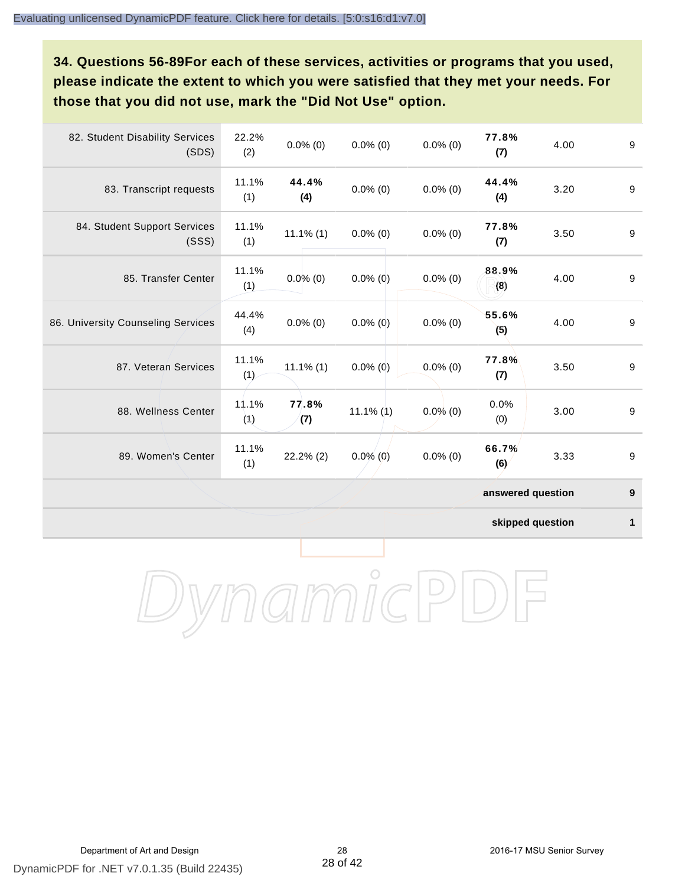**34. Questions 56-89For each of these services, activities or programs that you used, please indicate the extent to which you were satisfied that they met your needs. For those that you did not use, mark the "Did Not Use" option.**

| | | | | | | | |
|---|---|---|---|---|---|---|---|
| 82. Student Disability Services (SDS) | 22.2% (2) | 0.0% (0) | 0.0% (0) | 0.0% (0) | **77.8% (7)** | 4.00 | 9 |
| 83. Transcript requests | 11.1% (1) | **44.4% (4)** | 0.0% (0) | 0.0% (0) | **44.4% (4)** | 3.20 | 9 |
| 84. Student Support Services (SSS) | 11.1% (1) | 11.1% (1) | 0.0% (0) | 0.0% (0) | **77.8% (7)** | 3.50 | 9 |
| 85. Transfer Center | 11.1% (1) | 0.0% (0) | 0.0% (0) | 0.0% (0) | **88.9% (8)** | 4.00 | 9 |
| 86. University Counseling Services | 44.4% (4) | 0.0% (0) | 0.0% (0) | 0.0% (0) | **55.6% (5)** | 4.00 | 9 |
| 87. Veteran Services | 11.1% (1) | 11.1% (1) | 0.0% (0) | 0.0% (0) | **77.8% (7)** | 3.50 | 9 |
| 88. Wellness Center | 11.1% (1) | **77.8% (7)** | 11.1% (1) | 0.0% (0) | 0.0% (0) | 3.00 | 9 |
| 89. Women's Center | 11.1% (1) | 22.2% (2) | 0.0% (0) | 0.0% (0) | **66.7% (6)** | 3.33 | 9 |
| | | | | | | **answered question** | **9** |
| | | | | | | **skipped question** | **1** |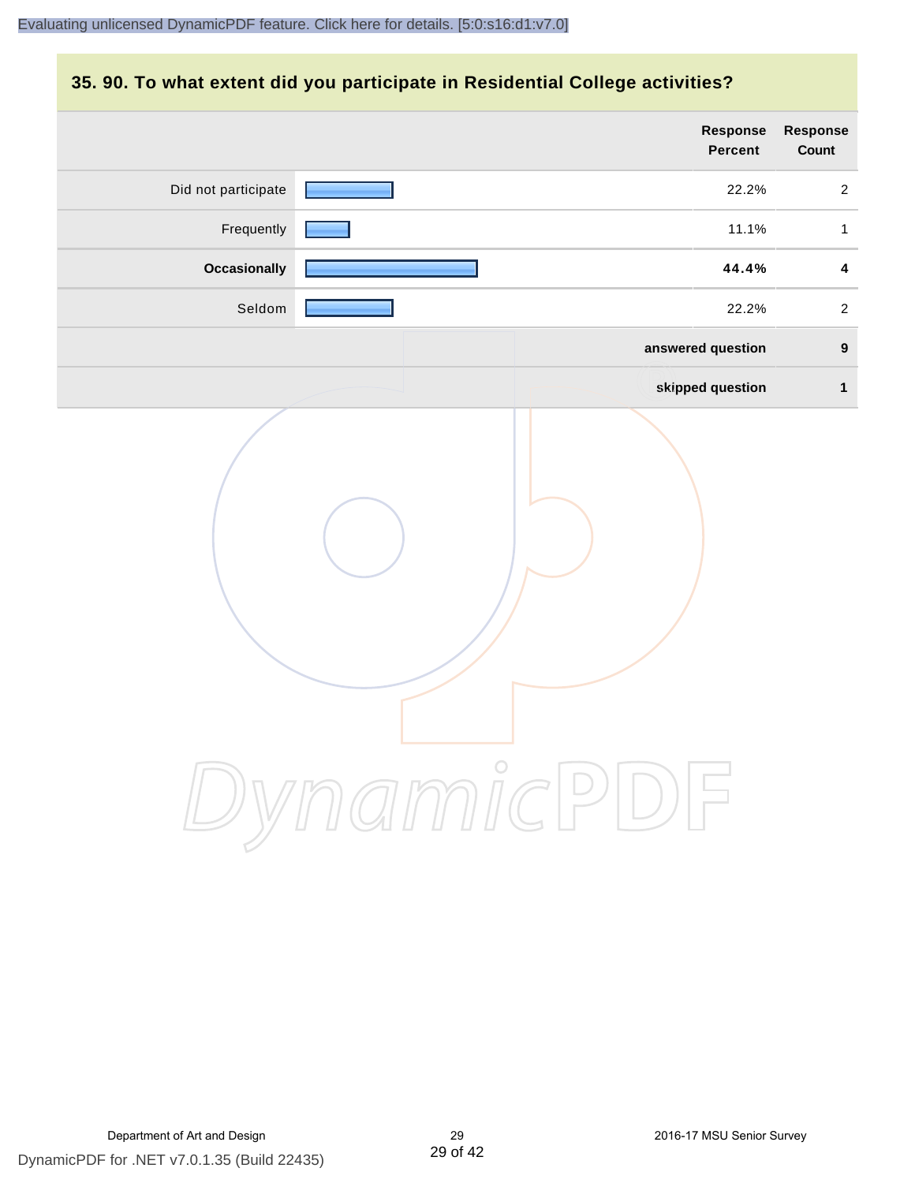## 35. 90. To what extent did you participate in Residential College activities?

| | Response Percent | Response Count |
|---|---|---|
| Did not participate | 22.2% | 2 |
| Frequently | 11.1% | 1 |
| **Occasionally** | **44.4%** | **4** |
| Seldom | 22.2% | 2 |
| | **answered question** | **9** |
| | **skipped question** | **1** |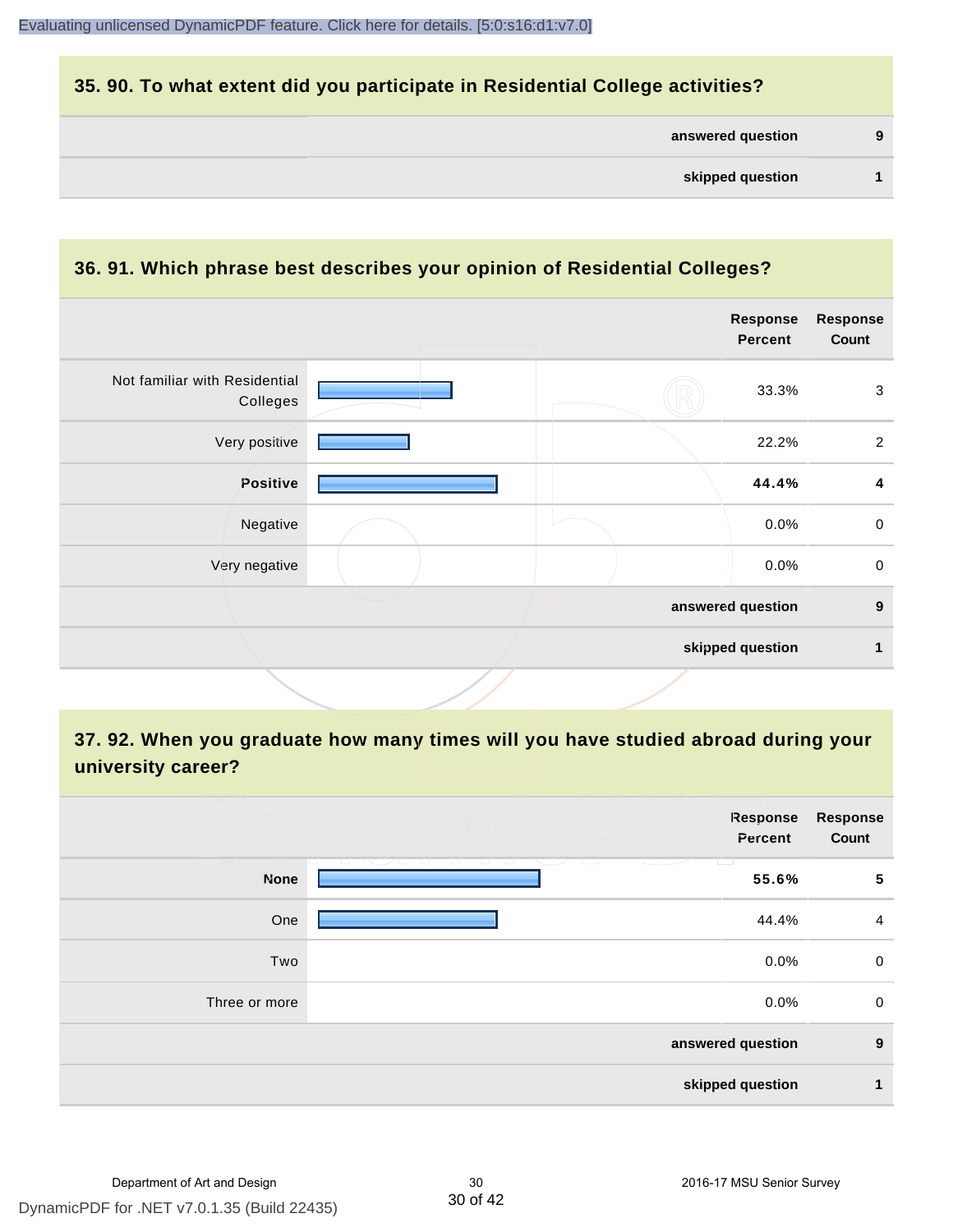## 35. 90. To what extent did you participate in Residential College activities?

| | |
|---|---|
| answered question | 9 |
| skipped question | 1 |

## 36. 91. Which phrase best describes your opinion of Residential Colleges?

| | Response Percent | Response Count |
|---|---|---|
| Not familiar with Residential Colleges | 33.3% | 3 |
| Very positive | 22.2% | 2 |
| **Positive** | **44.4%** | **4** |
| Negative | 0.0% | 0 |
| Very negative | 0.0% | 0 |
| answered question | | 9 |
| skipped question | | 1 |

## 37. 92. When you graduate how many times will you have studied abroad during your university career?

| | Response Percent | Response Count |
|---|---|---|
| **None** | **55.6%** | **5** |
| One | 44.4% | 4 |
| Two | 0.0% | 0 |
| Three or more | 0.0% | 0 |
| answered question | | 9 |
| skipped question | | 1 |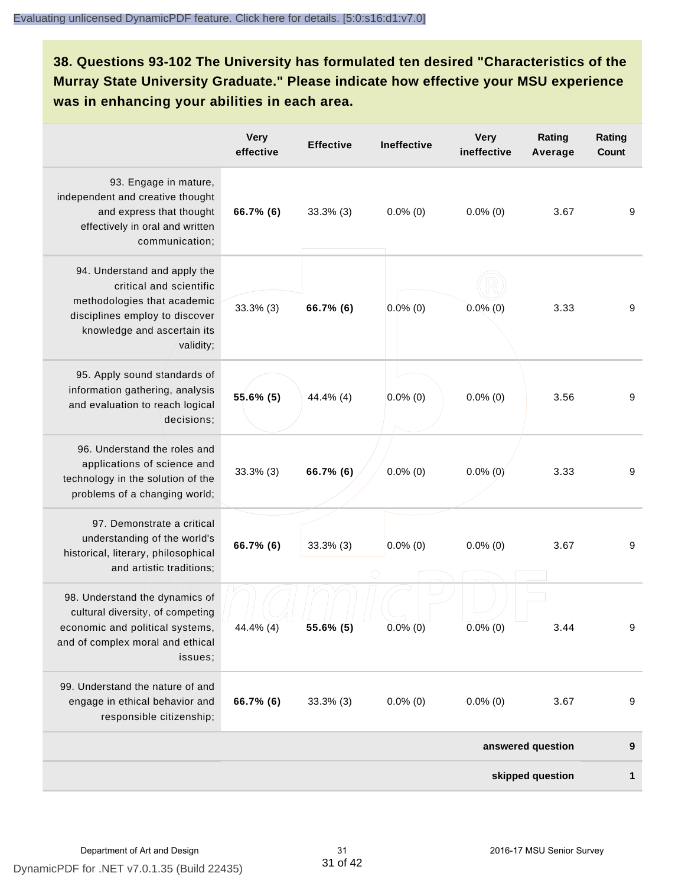**38. Questions 93-102 The University has formulated ten desired "Characteristics of the Murray State University Graduate." Please indicate how effective your MSU experience was in enhancing your abilities in each area.**

| | Very effective | Effective | Ineffective | Very ineffective | Rating Average | Rating Count |
|---|---|---|---|---|---|---|
| 93. Engage in mature, independent and creative thought and express that thought effectively in oral and written communication; | **66.7% (6)** | 33.3% (3) | 0.0% (0) | 0.0% (0) | 3.67 | 9 |
| 94. Understand and apply the critical and scientific methodologies that academic disciplines employ to discover knowledge and ascertain its validity; | 33.3% (3) | **66.7% (6)** | 0.0% (0) | 0.0% (0) | 3.33 | 9 |
| 95. Apply sound standards of information gathering, analysis and evaluation to reach logical decisions; | **55.6% (5)** | 44.4% (4) | 0.0% (0) | 0.0% (0) | 3.56 | 9 |
| 96. Understand the roles and applications of science and technology in the solution of the problems of a changing world; | 33.3% (3) | **66.7% (6)** | 0.0% (0) | 0.0% (0) | 3.33 | 9 |
| 97. Demonstrate a critical understanding of the world's historical, literary, philosophical and artistic traditions; | **66.7% (6)** | 33.3% (3) | 0.0% (0) | 0.0% (0) | 3.67 | 9 |
| 98. Understand the dynamics of cultural diversity, of competing economic and political systems, and of complex moral and ethical issues; | 44.4% (4) | **55.6% (5)** | 0.0% (0) | 0.0% (0) | 3.44 | 9 |
| 99. Understand the nature of and engage in ethical behavior and responsible citizenship; | **66.7% (6)** | 33.3% (3) | 0.0% (0) | 0.0% (0) | 3.67 | 9 |
| | | | | | **answered question** | **9** |
| | | | | | **skipped question** | **1** |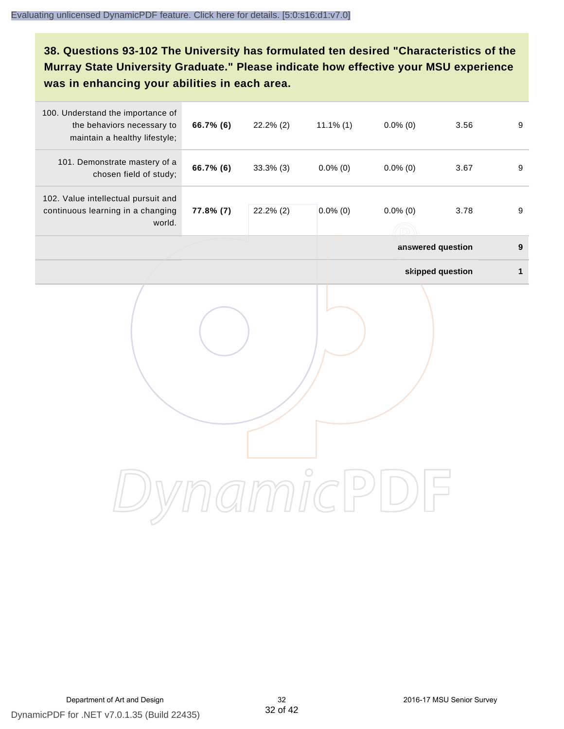## 38. Questions 93-102 The University has formulated ten desired "Characteristics of the Murray State University Graduate." Please indicate how effective your MSU experience was in enhancing your abilities in each area.

| | | | | | | |
|---|---|---|---|---|---|---|
| 100. Understand the importance of the behaviors necessary to maintain a healthy lifestyle; | **66.7% (6)** | 22.2% (2) | 11.1% (1) | 0.0% (0) | 3.56 | 9 |
| 101. Demonstrate mastery of a chosen field of study; | **66.7% (6)** | 33.3% (3) | 0.0% (0) | 0.0% (0) | 3.67 | 9 |
| 102. Value intellectual pursuit and continuous learning in a changing world. | **77.8% (7)** | 22.2% (2) | 0.0% (0) | 0.0% (0) | 3.78 | 9 |
| | | | | | **answered question** | **9** |
| | | | | | **skipped question** | **1** |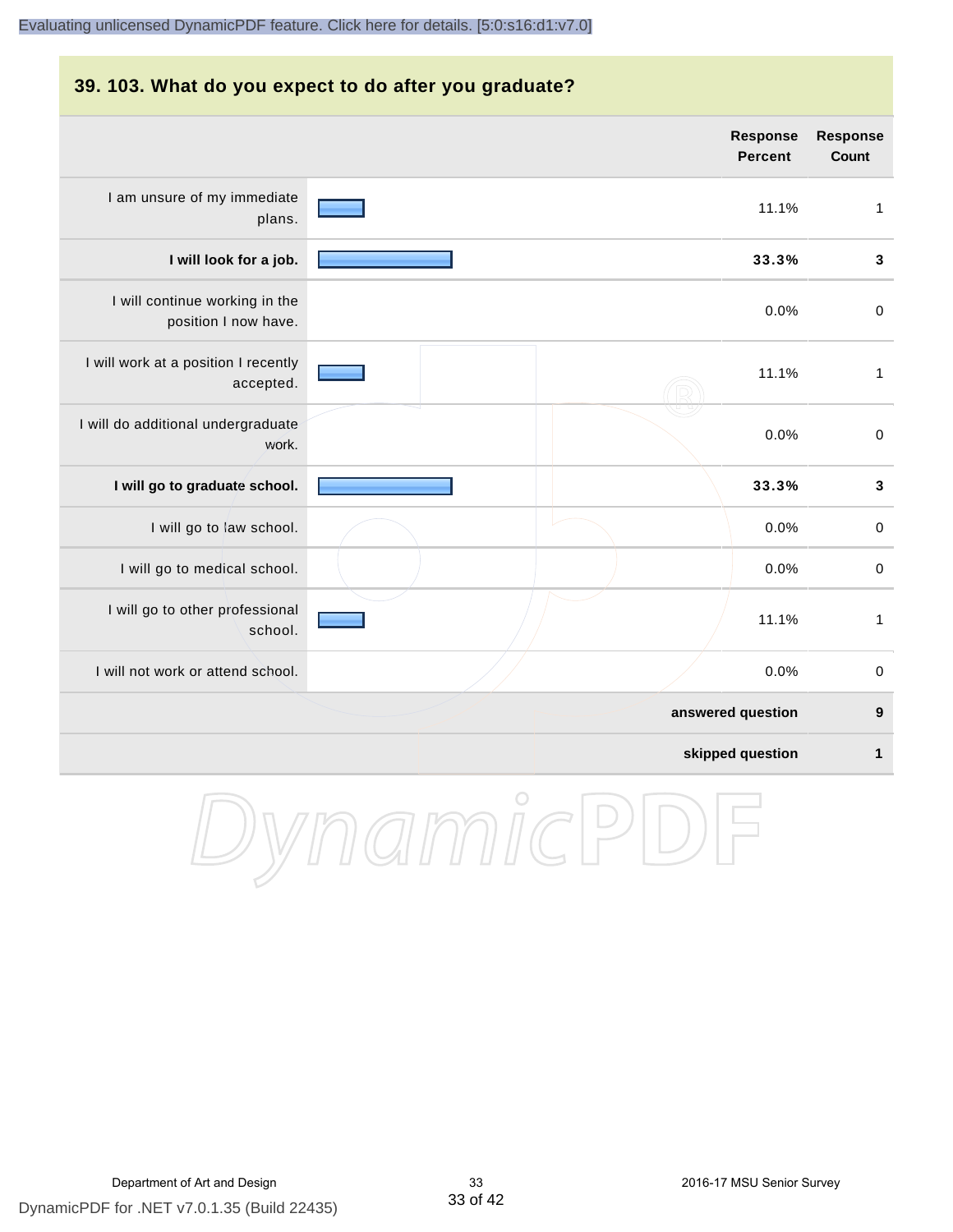## 39. 103. What do you expect to do after you graduate?

| | Response Percent | Response Count |
|---|---|---|
| I am unsure of my immediate plans. | 11.1% | 1 |
| **I will look for a job.** | **33.3%** | **3** |
| I will continue working in the position I now have. | 0.0% | 0 |
| I will work at a position I recently accepted. | 11.1% | 1 |
| I will do additional undergraduate work. | 0.0% | 0 |
| **I will go to graduate school.** | **33.3%** | **3** |
| I will go to law school. | 0.0% | 0 |
| I will go to medical school. | 0.0% | 0 |
| I will go to other professional school. | 11.1% | 1 |
| I will not work or attend school. | 0.0% | 0 |
| | **answered question** | **9** |
| | **skipped question** | **1** |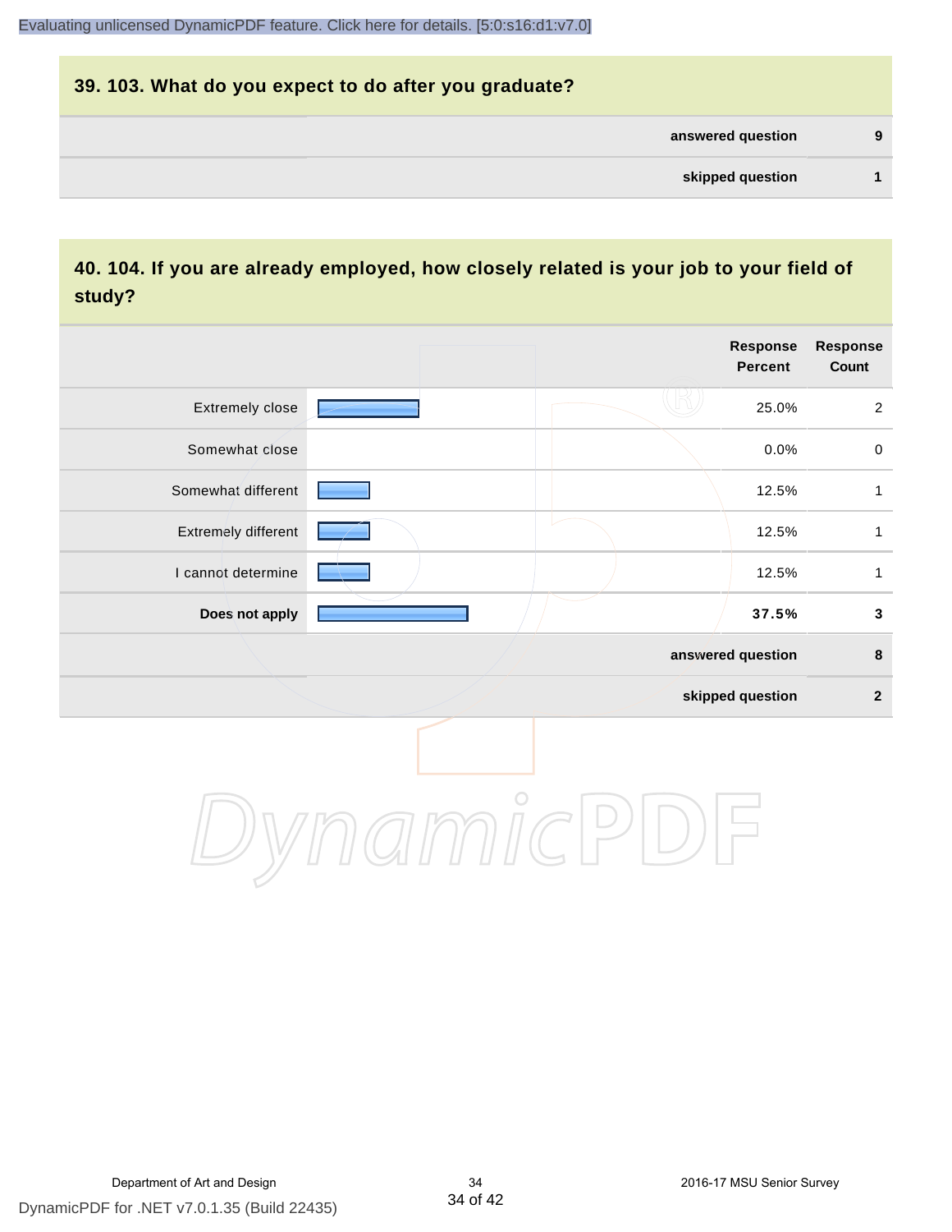## 39. 103. What do you expect to do after you graduate?

| | |
|---|---|
| answered question | 9 |
| skipped question | 1 |

## 40. 104. If you are already employed, how closely related is your job to your field of study?

| | Response Percent | Response Count |
|---|---|---|
| Extremely close | 25.0% | 2 |
| Somewhat close | 0.0% | 0 |
| Somewhat different | 12.5% | 1 |
| Extremely different | 12.5% | 1 |
| I cannot determine | 12.5% | 1 |
| **Does not apply** | **37.5%** | **3** |
| answered question | | 8 |
| skipped question | | 2 |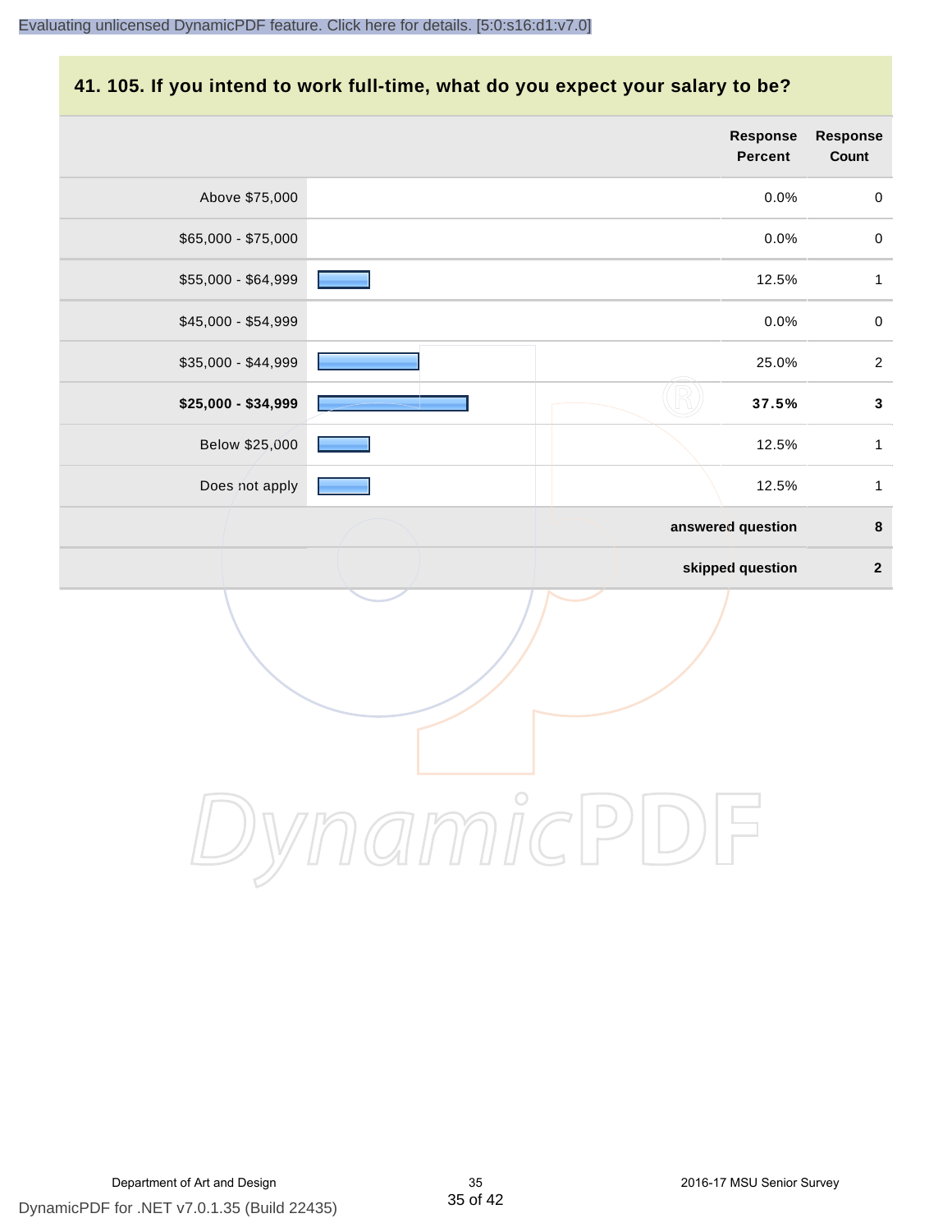## 41. 105. If you intend to work full-time, what do you expect your salary to be?

| | Response Percent | Response Count |
|---|---|---|
| Above $75,000 | 0.0% | 0 |
| $65,000 - $75,000 | 0.0% | 0 |
| $55,000 - $64,999 | 12.5% | 1 |
| $45,000 - $54,999 | 0.0% | 0 |
| $35,000 - $44,999 | 25.0% | 2 |
| **$25,000 - $34,999** | **37.5%** | **3** |
| Below $25,000 | 12.5% | 1 |
| Does not apply | 12.5% | 1 |
| | **answered question** | **8** |
| | **skipped question** | **2** |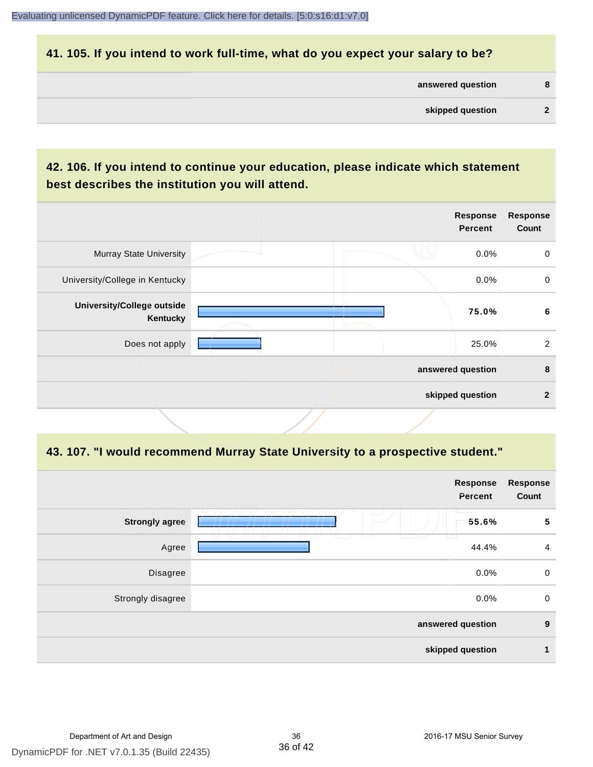## 41. 105. If you intend to work full-time, what do you expect your salary to be?

| | |
|---|---|
| **answered question** | **8** |
| **skipped question** | **2** |

## 42. 106. If you intend to continue your education, please indicate which statement best describes the institution you will attend.

| | Response Percent | Response Count |
|---|---|---|
| Murray State University | 0.0% | 0 |
| University/College in Kentucky | 0.0% | 0 |
| **University/College outside Kentucky** | **75.0%** | **6** |
| Does not apply | 25.0% | 2 |
| **answered question** | | **8** |
| **skipped question** | | **2** |

## 43. 107. "I would recommend Murray State University to a prospective student."

| | Response Percent | Response Count |
|---|---|---|
| **Strongly agree** | **55.6%** | **5** |
| Agree | 44.4% | 4 |
| Disagree | 0.0% | 0 |
| Strongly disagree | 0.0% | 0 |
| **answered question** | | **9** |
| **skipped question** | | **1** |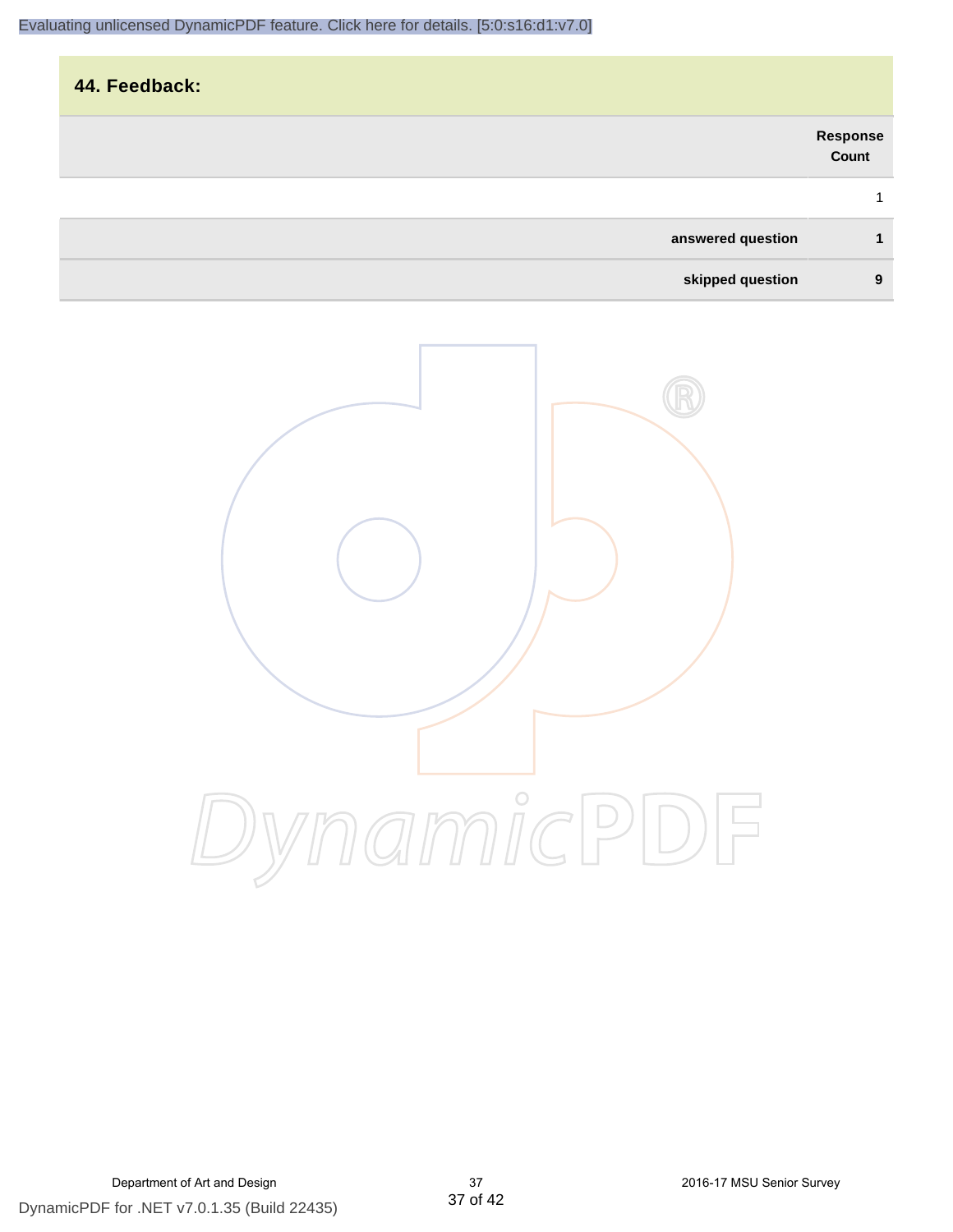## 44. Feedback:

| | Response Count |
|---|---|
| | 1 |
| **answered question** | **1** |
| **skipped question** | **9** |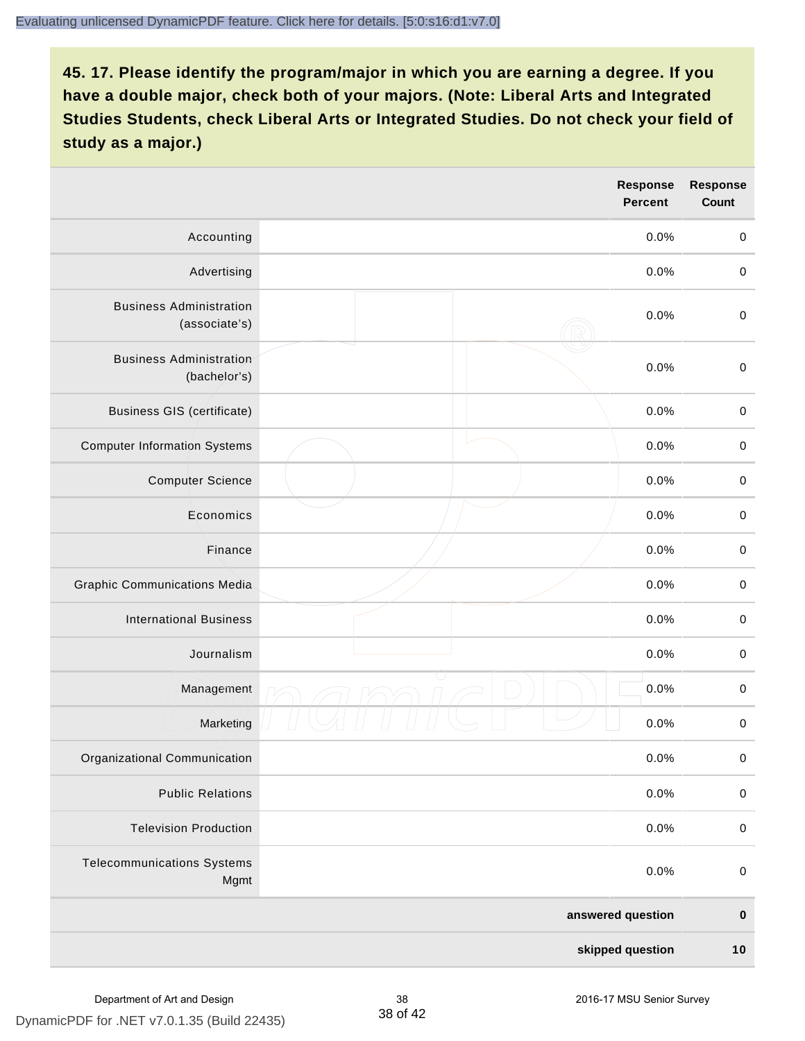**45. 17. Please identify the program/major in which you are earning a degree. If you have a double major, check both of your majors. (Note: Liberal Arts and Integrated Studies Students, check Liberal Arts or Integrated Studies. Do not check your field of study as a major.)**

| | Response Percent | Response Count |
|---|---|---|
| Accounting | 0.0% | 0 |
| Advertising | 0.0% | 0 |
| Business Administration (associate's) | 0.0% | 0 |
| Business Administration (bachelor's) | 0.0% | 0 |
| Business GIS (certificate) | 0.0% | 0 |
| Computer Information Systems | 0.0% | 0 |
| Computer Science | 0.0% | 0 |
| Economics | 0.0% | 0 |
| Finance | 0.0% | 0 |
| Graphic Communications Media | 0.0% | 0 |
| International Business | 0.0% | 0 |
| Journalism | 0.0% | 0 |
| Management | 0.0% | 0 |
| Marketing | 0.0% | 0 |
| Organizational Communication | 0.0% | 0 |
| Public Relations | 0.0% | 0 |
| Television Production | 0.0% | 0 |
| Telecommunications Systems Mgmt | 0.0% | 0 |
| | **answered question** | **0** |
| | **skipped question** | **10** |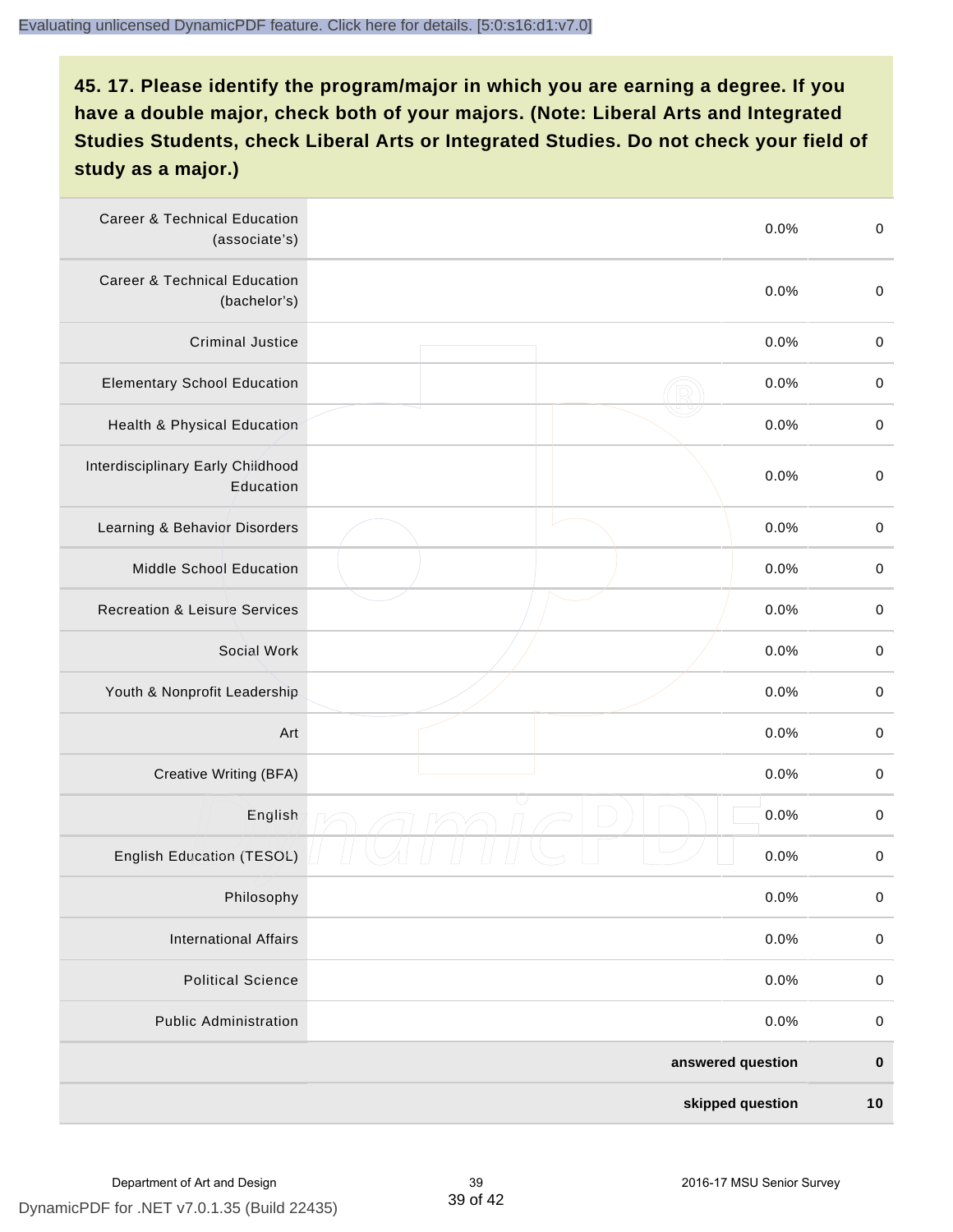### 45. 17. Please identify the program/major in which you are earning a degree. If you have a double major, check both of your majors. (Note: Liberal Arts and Integrated Studies Students, check Liberal Arts or Integrated Studies. Do not check your field of study as a major.)

| | | | |
|---|---|---|---|
| Career & Technical Education (associate's) | | 0.0% | 0 |
| Career & Technical Education (bachelor's) | | 0.0% | 0 |
| Criminal Justice | | 0.0% | 0 |
| Elementary School Education | | 0.0% | 0 |
| Health & Physical Education | | 0.0% | 0 |
| Interdisciplinary Early Childhood Education | | 0.0% | 0 |
| Learning & Behavior Disorders | | 0.0% | 0 |
| Middle School Education | | 0.0% | 0 |
| Recreation & Leisure Services | | 0.0% | 0 |
| Social Work | | 0.0% | 0 |
| Youth & Nonprofit Leadership | | 0.0% | 0 |
| Art | | 0.0% | 0 |
| Creative Writing (BFA) | | 0.0% | 0 |
| English | | 0.0% | 0 |
| English Education (TESOL) | | 0.0% | 0 |
| Philosophy | | 0.0% | 0 |
| International Affairs | | 0.0% | 0 |
| Political Science | | 0.0% | 0 |
| Public Administration | | 0.0% | 0 |
| | | **answered question** | **0** |
| | | **skipped question** | **10** |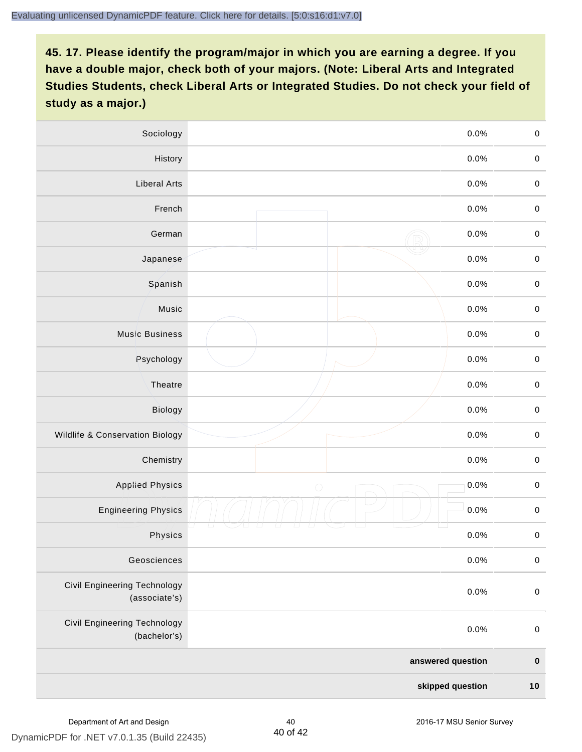**45. 17. Please identify the program/major in which you are earning a degree. If you have a double major, check both of your majors. (Note: Liberal Arts and Integrated Studies Students, check Liberal Arts or Integrated Studies. Do not check your field of study as a major.)**

| | | | |
|---|---|---|---|
| Sociology | | 0.0% | 0 |
| History | | 0.0% | 0 |
| Liberal Arts | | 0.0% | 0 |
| French | | 0.0% | 0 |
| German | | 0.0% | 0 |
| Japanese | | 0.0% | 0 |
| Spanish | | 0.0% | 0 |
| Music | | 0.0% | 0 |
| Music Business | | 0.0% | 0 |
| Psychology | | 0.0% | 0 |
| Theatre | | 0.0% | 0 |
| Biology | | 0.0% | 0 |
| Wildlife & Conservation Biology | | 0.0% | 0 |
| Chemistry | | 0.0% | 0 |
| Applied Physics | | 0.0% | 0 |
| Engineering Physics | | 0.0% | 0 |
| Physics | | 0.0% | 0 |
| Geosciences | | 0.0% | 0 |
| Civil Engineering Technology (associate's) | | 0.0% | 0 |
| Civil Engineering Technology (bachelor's) | | 0.0% | 0 |
| | | **answered question** | **0** |
| | | **skipped question** | **10** |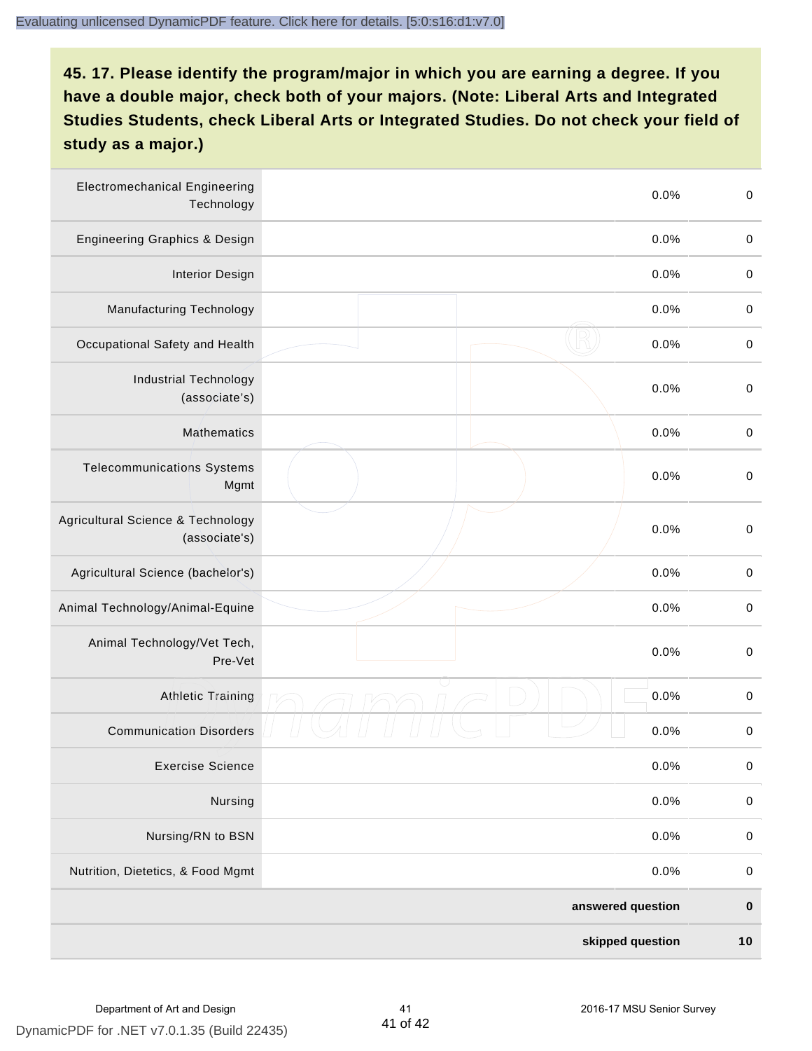## 45. 17. Please identify the program/major in which you are earning a degree. If you have a double major, check both of your majors. (Note: Liberal Arts and Integrated Studies Students, check Liberal Arts or Integrated Studies. Do not check your field of study as a major.)

| | | | |
|---|---|---|---|
| Electromechanical Engineering Technology | | 0.0% | 0 |
| Engineering Graphics & Design | | 0.0% | 0 |
| Interior Design | | 0.0% | 0 |
| Manufacturing Technology | | 0.0% | 0 |
| Occupational Safety and Health | | 0.0% | 0 |
| Industrial Technology (associate's) | | 0.0% | 0 |
| Mathematics | | 0.0% | 0 |
| Telecommunications Systems Mgmt | | 0.0% | 0 |
| Agricultural Science & Technology (associate's) | | 0.0% | 0 |
| Agricultural Science (bachelor's) | | 0.0% | 0 |
| Animal Technology/Animal-Equine | | 0.0% | 0 |
| Animal Technology/Vet Tech, Pre-Vet | | 0.0% | 0 |
| Athletic Training | | 0.0% | 0 |
| Communication Disorders | | 0.0% | 0 |
| Exercise Science | | 0.0% | 0 |
| Nursing | | 0.0% | 0 |
| Nursing/RN to BSN | | 0.0% | 0 |
| Nutrition, Dietetics, & Food Mgmt | | 0.0% | 0 |
| | | **answered question** | **0** |
| | | **skipped question** | **10** |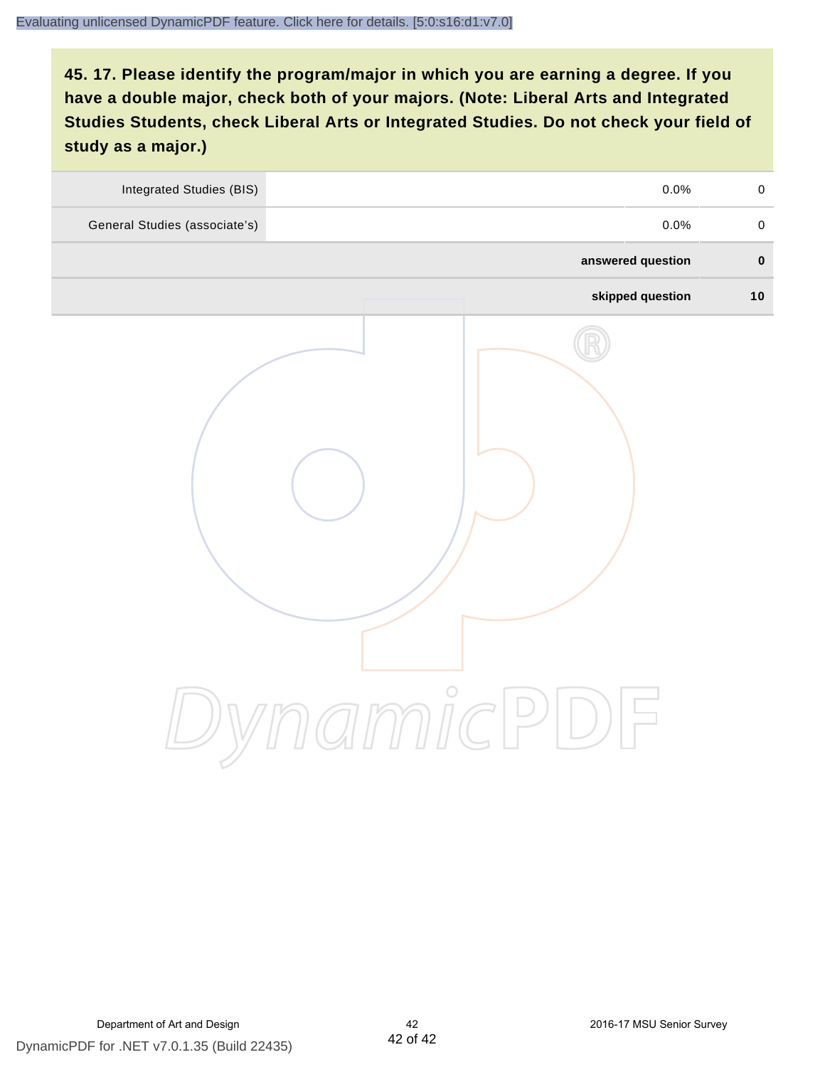**45. 17. Please identify the program/major in which you are earning a degree. If you have a double major, check both of your majors. (Note: Liberal Arts and Integrated Studies Students, check Liberal Arts or Integrated Studies. Do not check your field of study as a major.)**

| | | |
|---|---|---|
| Integrated Studies (BIS) | 0.0% | 0 |
| General Studies (associate's) | 0.0% | 0 |
| | **answered question** | **0** |
| | **skipped question** | **10** |